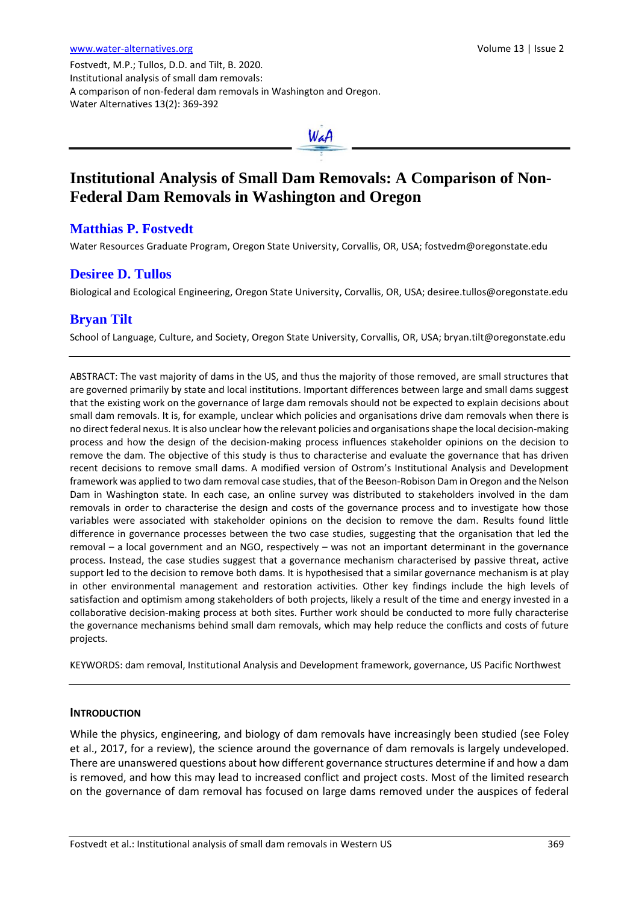Fostvedt, M.P.; Tullos, D.D. and Tilt, B. 2020. Institutional analysis of small dam removals: A comparison of non-federal dam removals in Washington and Oregon. Water Alternatives 13(2): 369-392

# Institutional Analysis of Small Dam Removals: A Comparison of Non-Federal Dam Removals in Washington and Oregon

## Matthias P. Fostvedt

Water Resources Graduate Program, Oregon State University, Corvallis, OR, USA; fostvedm@oregonstate.edu

## Desiree D. Tullos

Biological and Ecological Engineering, Oregon State University, Corvallis, OR, USA; desiree.tullos@oregonstate.edu

## Bryan Tilt

School of Language, Culture, and Society, Oregon State University, Corvallis, OR, USA; bryan.tilt@oregonstate.edu

---

ABSTRACT: The vast majority of dams in the US, and thus the majority of those removed, are small structures that are governed primarily by state and local institutions. Important differences between large and small dams suggest that the existing work on the governance of large dam removals should not be expected to explain decisions about small dam removals. It is, for example, unclear which policies and organisations drive dam removals when there is no direct federal nexus. It is also unclear how the relevant policies and organisations shape the local decision-making process and how the design of the decision-making process influences stakeholder opinions on the decision to remove the dam. The objective of this study is thus to characterise and evaluate the governance that has driven recent decisions to remove small dams. A modified version of Ostrom's Institutional Analysis and Development framework was applied to two dam removal case studies, that of the Beeson-Robison Dam in Oregon and the Nelson Dam in Washington state. In each case, an online survey was distributed to stakeholders involved in the dam removals in order to characterise the design and costs of the governance process and to investigate how those variables were associated with stakeholder opinions on the decision to remove the dam. Results found little difference in governance processes between the two case studies, suggesting that the organisation that led the removal – a local government and an NGO, respectively – was not an important determinant in the governance process. Instead, the case studies suggest that a governance mechanism characterised by passive threat, active support led to the decision to remove both dams. It is hypothesised that a similar governance mechanism is at play in other environmental management and restoration activities. Other key findings include the high levels of satisfaction and optimism among stakeholders of both projects, likely a result of the time and energy invested in a collaborative decision-making process at both sites. Further work should be conducted to more fully characterise the governance mechanisms behind small dam removals, which may help reduce the conflicts and costs of future projects.

KEYWORDS: dam removal, Institutional Analysis and Development framework, governance, US Pacific Northwest

---

## INTRODUCTION

While the physics, engineering, and biology of dam removals have increasingly been studied (see Foley et al., 2017, for a review), the science around the governance of dam removals is largely undeveloped. There are unanswered questions about how different governance structures determine if and how a dam is removed, and how this may lead to increased conflict and project costs. Most of the limited research on the governance of dam removal has focused on large dams removed under the auspices of federal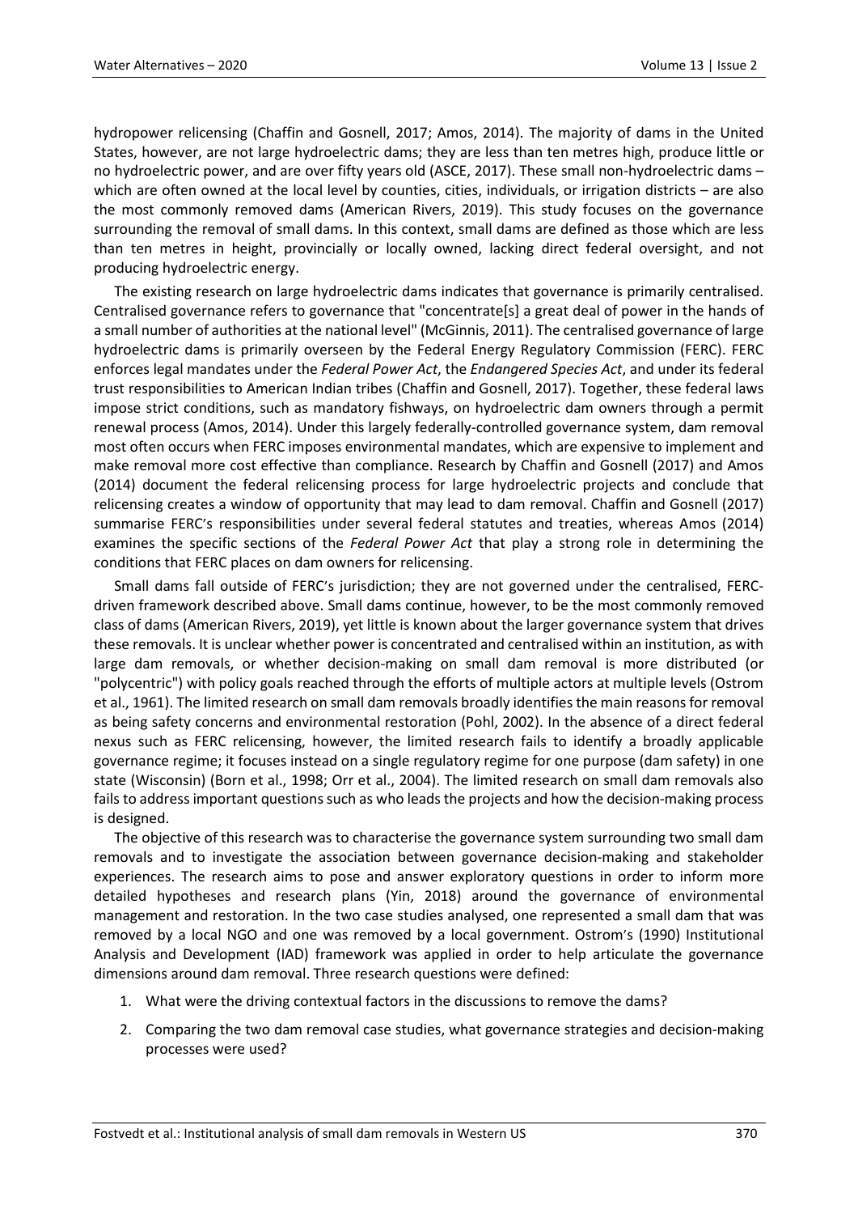hydropower relicensing (Chaffin and Gosnell, 2017; Amos, 2014). The majority of dams in the United States, however, are not large hydroelectric dams; they are less than ten metres high, produce little or no hydroelectric power, and are over fifty years old (ASCE, 2017). These small non-hydroelectric dams – which are often owned at the local level by counties, cities, individuals, or irrigation districts – are also the most commonly removed dams (American Rivers, 2019). This study focuses on the governance surrounding the removal of small dams. In this context, small dams are defined as those which are less than ten metres in height, provincially or locally owned, lacking direct federal oversight, and not producing hydroelectric energy.

The existing research on large hydroelectric dams indicates that governance is primarily centralised. Centralised governance refers to governance that "concentrate[s] a great deal of power in the hands of a small number of authorities at the national level" (McGinnis, 2011). The centralised governance of large hydroelectric dams is primarily overseen by the Federal Energy Regulatory Commission (FERC). FERC enforces legal mandates under the *Federal Power Act*, the *Endangered Species Act*, and under its federal trust responsibilities to American Indian tribes (Chaffin and Gosnell, 2017). Together, these federal laws impose strict conditions, such as mandatory fishways, on hydroelectric dam owners through a permit renewal process (Amos, 2014). Under this largely federally-controlled governance system, dam removal most often occurs when FERC imposes environmental mandates, which are expensive to implement and make removal more cost effective than compliance. Research by Chaffin and Gosnell (2017) and Amos (2014) document the federal relicensing process for large hydroelectric projects and conclude that relicensing creates a window of opportunity that may lead to dam removal. Chaffin and Gosnell (2017) summarise FERC's responsibilities under several federal statutes and treaties, whereas Amos (2014) examines the specific sections of the *Federal Power Act* that play a strong role in determining the conditions that FERC places on dam owners for relicensing.

Small dams fall outside of FERC's jurisdiction; they are not governed under the centralised, FERC-driven framework described above. Small dams continue, however, to be the most commonly removed class of dams (American Rivers, 2019), yet little is known about the larger governance system that drives these removals. It is unclear whether power is concentrated and centralised within an institution, as with large dam removals, or whether decision-making on small dam removal is more distributed (or "polycentric") with policy goals reached through the efforts of multiple actors at multiple levels (Ostrom et al., 1961). The limited research on small dam removals broadly identifies the main reasons for removal as being safety concerns and environmental restoration (Pohl, 2002). In the absence of a direct federal nexus such as FERC relicensing, however, the limited research fails to identify a broadly applicable governance regime; it focuses instead on a single regulatory regime for one purpose (dam safety) in one state (Wisconsin) (Born et al., 1998; Orr et al., 2004). The limited research on small dam removals also fails to address important questions such as who leads the projects and how the decision-making process is designed.

The objective of this research was to characterise the governance system surrounding two small dam removals and to investigate the association between governance decision-making and stakeholder experiences. The research aims to pose and answer exploratory questions in order to inform more detailed hypotheses and research plans (Yin, 2018) around the governance of environmental management and restoration. In the two case studies analysed, one represented a small dam that was removed by a local NGO and one was removed by a local government. Ostrom's (1990) Institutional Analysis and Development (IAD) framework was applied in order to help articulate the governance dimensions around dam removal. Three research questions were defined:

1. What were the driving contextual factors in the discussions to remove the dams?
2. Comparing the two dam removal case studies, what governance strategies and decision-making processes were used?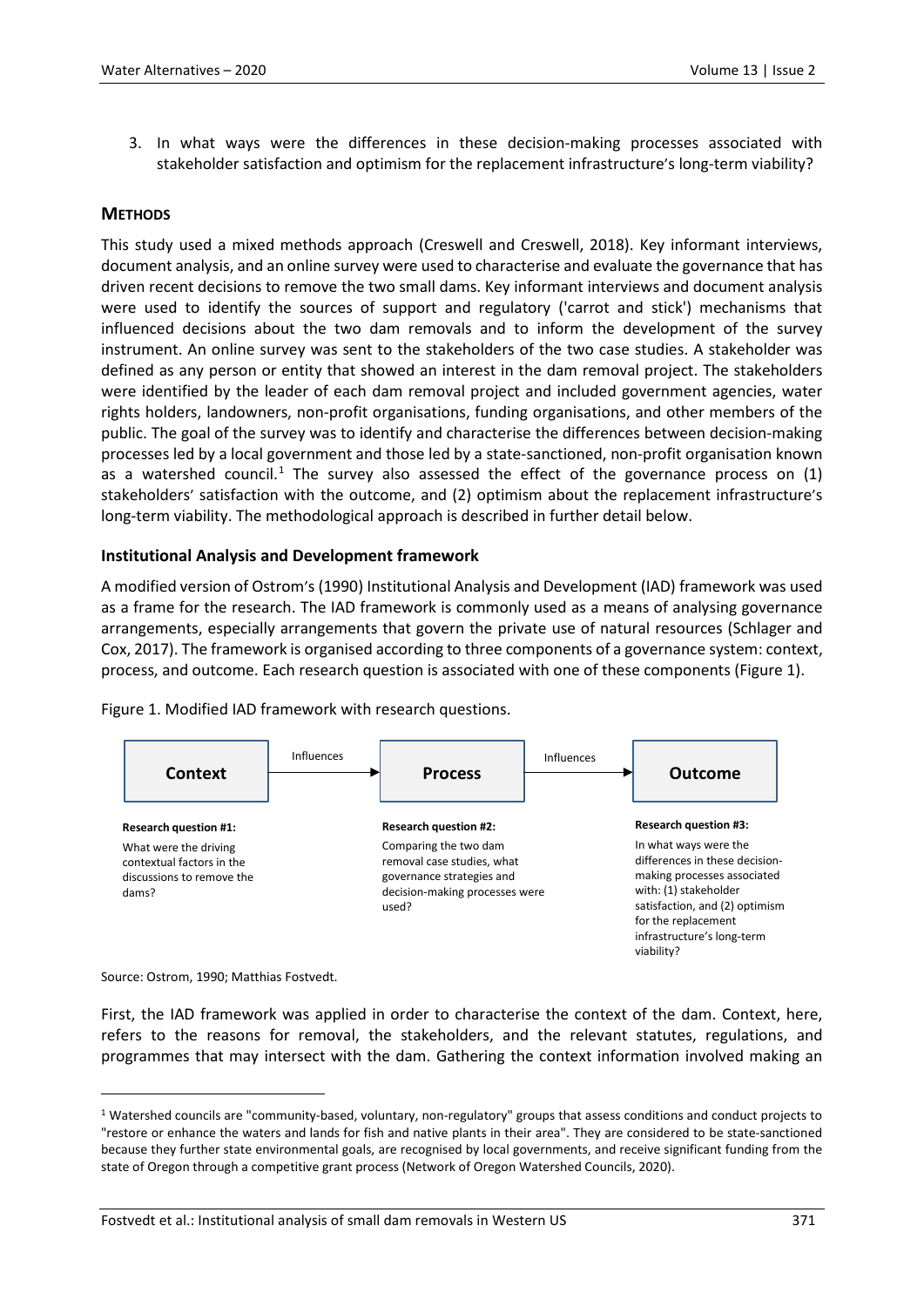3. In what ways were the differences in these decision-making processes associated with stakeholder satisfaction and optimism for the replacement infrastructure's long-term viability?

## METHODS

This study used a mixed methods approach (Creswell and Creswell, 2018). Key informant interviews, document analysis, and an online survey were used to characterise and evaluate the governance that has driven recent decisions to remove the two small dams. Key informant interviews and document analysis were used to identify the sources of support and regulatory ('carrot and stick') mechanisms that influenced decisions about the two dam removals and to inform the development of the survey instrument. An online survey was sent to the stakeholders of the two case studies. A stakeholder was defined as any person or entity that showed an interest in the dam removal project. The stakeholders were identified by the leader of each dam removal project and included government agencies, water rights holders, landowners, non-profit organisations, funding organisations, and other members of the public. The goal of the survey was to identify and characterise the differences between decision-making processes led by a local government and those led by a state-sanctioned, non-profit organisation known as a watershed council.[1] The survey also assessed the effect of the governance process on (1) stakeholders' satisfaction with the outcome, and (2) optimism about the replacement infrastructure's long-term viability. The methodological approach is described in further detail below.

### Institutional Analysis and Development framework

A modified version of Ostrom's (1990) Institutional Analysis and Development (IAD) framework was used as a frame for the research. The IAD framework is commonly used as a means of analysing governance arrangements, especially arrangements that govern the private use of natural resources (Schlager and Cox, 2017). The framework is organised according to three components of a governance system: context, process, and outcome. Each research question is associated with one of these components (Figure 1).

Figure 1. Modified IAD framework with research questions.

**Context** → Influences → **Process** → Influences → **Outcome**

**Research question #1:**
What were the driving contextual factors in the discussions to remove the dams?

**Research question #2:**
Comparing the two dam removal case studies, what governance strategies and decision-making processes were used?

**Research question #3:**
In what ways were the differences in these decision-making processes associated with: (1) stakeholder satisfaction, and (2) optimism for the replacement infrastructure's long-term viability?

Source: Ostrom, 1990; Matthias Fostvedt.

First, the IAD framework was applied in order to characterise the context of the dam. Context, here, refers to the reasons for removal, the stakeholders, and the relevant statutes, regulations, and programmes that may intersect with the dam. Gathering the context information involved making an

[1] Watershed councils are "community-based, voluntary, non-regulatory" groups that assess conditions and conduct projects to "restore or enhance the waters and lands for fish and native plants in their area". They are considered to be state-sanctioned because they further state environmental goals, are recognised by local governments, and receive significant funding from the state of Oregon through a competitive grant process (Network of Oregon Watershed Councils, 2020).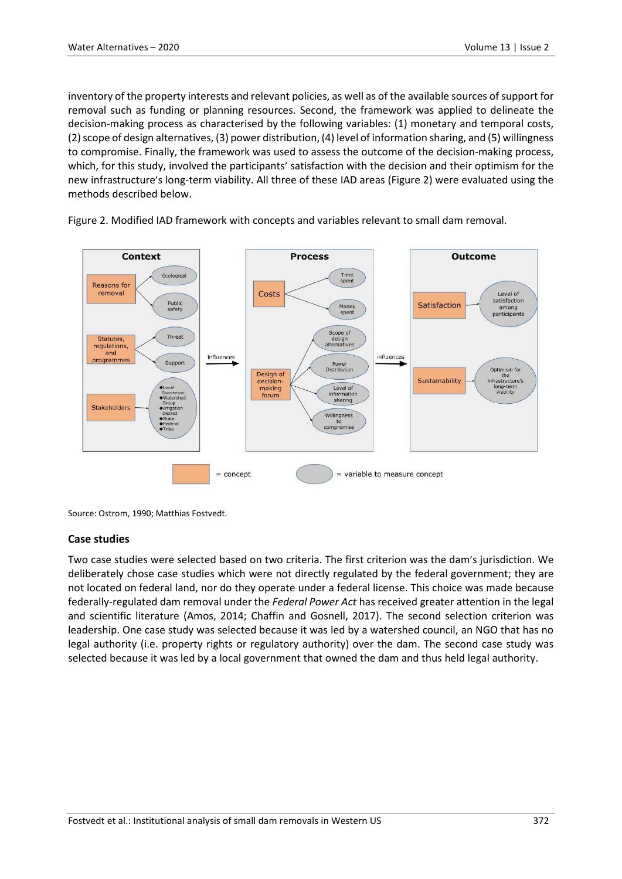inventory of the property interests and relevant policies, as well as of the available sources of support for removal such as funding or planning resources. Second, the framework was applied to delineate the decision-making process as characterised by the following variables: (1) monetary and temporal costs, (2) scope of design alternatives, (3) power distribution, (4) level of information sharing, and (5) willingness to compromise. Finally, the framework was used to assess the outcome of the decision-making process, which, for this study, involved the participants' satisfaction with the decision and their optimism for the new infrastructure's long-term viability. All three of these IAD areas (Figure 2) were evaluated using the methods described below.

Figure 2. Modified IAD framework with concepts and variables relevant to small dam removal.

Context

Reasons for removal

Ecological

Public safety

Statutes, regulations, and programmes

Threat

Support

Stakeholders

◆Local Government
◆Watershed Group
◆Irrigation District
◆State
◆Federal
◆Tribe

influences

Process

Costs

Time spent

Money spent

Design of decision-making forum

Scope of design alternatives

Power Distribution

Level of information sharing

Willingness to compromise

influences

Outcome

Satisfaction

Level of satisfaction among participants

Sustainability

Optimism for the infrastructure's long-term viability

= concept

= variable to measure concept

Source: Ostrom, 1990; Matthias Fostvedt.

## Case studies

Two case studies were selected based on two criteria. The first criterion was the dam's jurisdiction. We deliberately chose case studies which were not directly regulated by the federal government; they are not located on federal land, nor do they operate under a federal license. This choice was made because federally-regulated dam removal under the *Federal Power Act* has received greater attention in the legal and scientific literature (Amos, 2014; Chaffin and Gosnell, 2017). The second selection criterion was leadership. One case study was selected because it was led by a watershed council, an NGO that has no legal authority (i.e. property rights or regulatory authority) over the dam. The second case study was selected because it was led by a local government that owned the dam and thus held legal authority.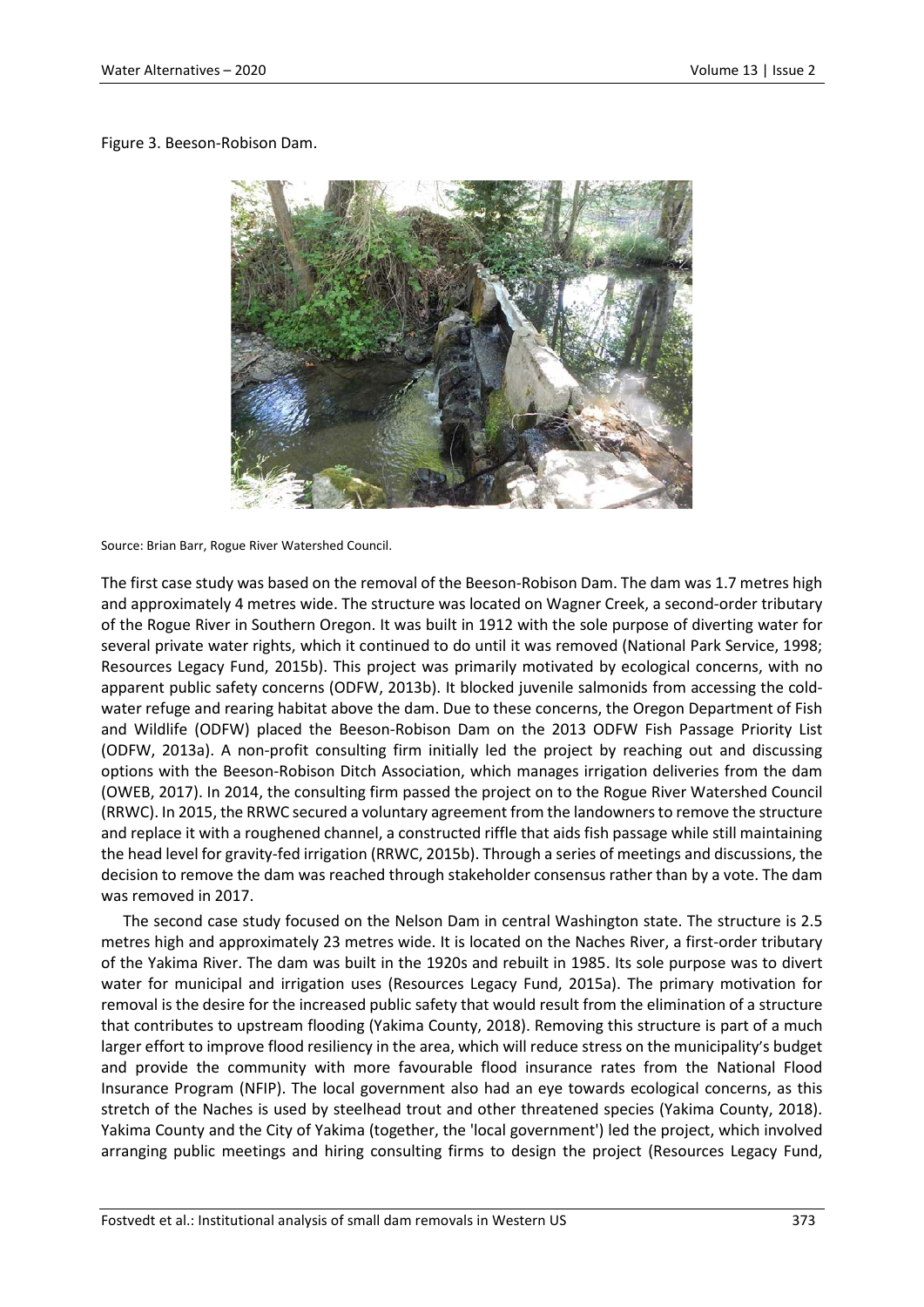Figure 3. Beeson-Robison Dam.

Source: Brian Barr, Rogue River Watershed Council.

The first case study was based on the removal of the Beeson-Robison Dam. The dam was 1.7 metres high and approximately 4 metres wide. The structure was located on Wagner Creek, a second-order tributary of the Rogue River in Southern Oregon. It was built in 1912 with the sole purpose of diverting water for several private water rights, which it continued to do until it was removed (National Park Service, 1998; Resources Legacy Fund, 2015b). This project was primarily motivated by ecological concerns, with no apparent public safety concerns (ODFW, 2013b). It blocked juvenile salmonids from accessing the cold-water refuge and rearing habitat above the dam. Due to these concerns, the Oregon Department of Fish and Wildlife (ODFW) placed the Beeson-Robison Dam on the 2013 ODFW Fish Passage Priority List (ODFW, 2013a). A non-profit consulting firm initially led the project by reaching out and discussing options with the Beeson-Robison Ditch Association, which manages irrigation deliveries from the dam (OWEB, 2017). In 2014, the consulting firm passed the project on to the Rogue River Watershed Council (RRWC). In 2015, the RRWC secured a voluntary agreement from the landowners to remove the structure and replace it with a roughened channel, a constructed riffle that aids fish passage while still maintaining the head level for gravity-fed irrigation (RRWC, 2015b). Through a series of meetings and discussions, the decision to remove the dam was reached through stakeholder consensus rather than by a vote. The dam was removed in 2017.

The second case study focused on the Nelson Dam in central Washington state. The structure is 2.5 metres high and approximately 23 metres wide. It is located on the Naches River, a first-order tributary of the Yakima River. The dam was built in the 1920s and rebuilt in 1985. Its sole purpose was to divert water for municipal and irrigation uses (Resources Legacy Fund, 2015a). The primary motivation for removal is the desire for the increased public safety that would result from the elimination of a structure that contributes to upstream flooding (Yakima County, 2018). Removing this structure is part of a much larger effort to improve flood resiliency in the area, which will reduce stress on the municipality's budget and provide the community with more favourable flood insurance rates from the National Flood Insurance Program (NFIP). The local government also had an eye towards ecological concerns, as this stretch of the Naches is used by steelhead trout and other threatened species (Yakima County, 2018). Yakima County and the City of Yakima (together, the 'local government') led the project, which involved arranging public meetings and hiring consulting firms to design the project (Resources Legacy Fund,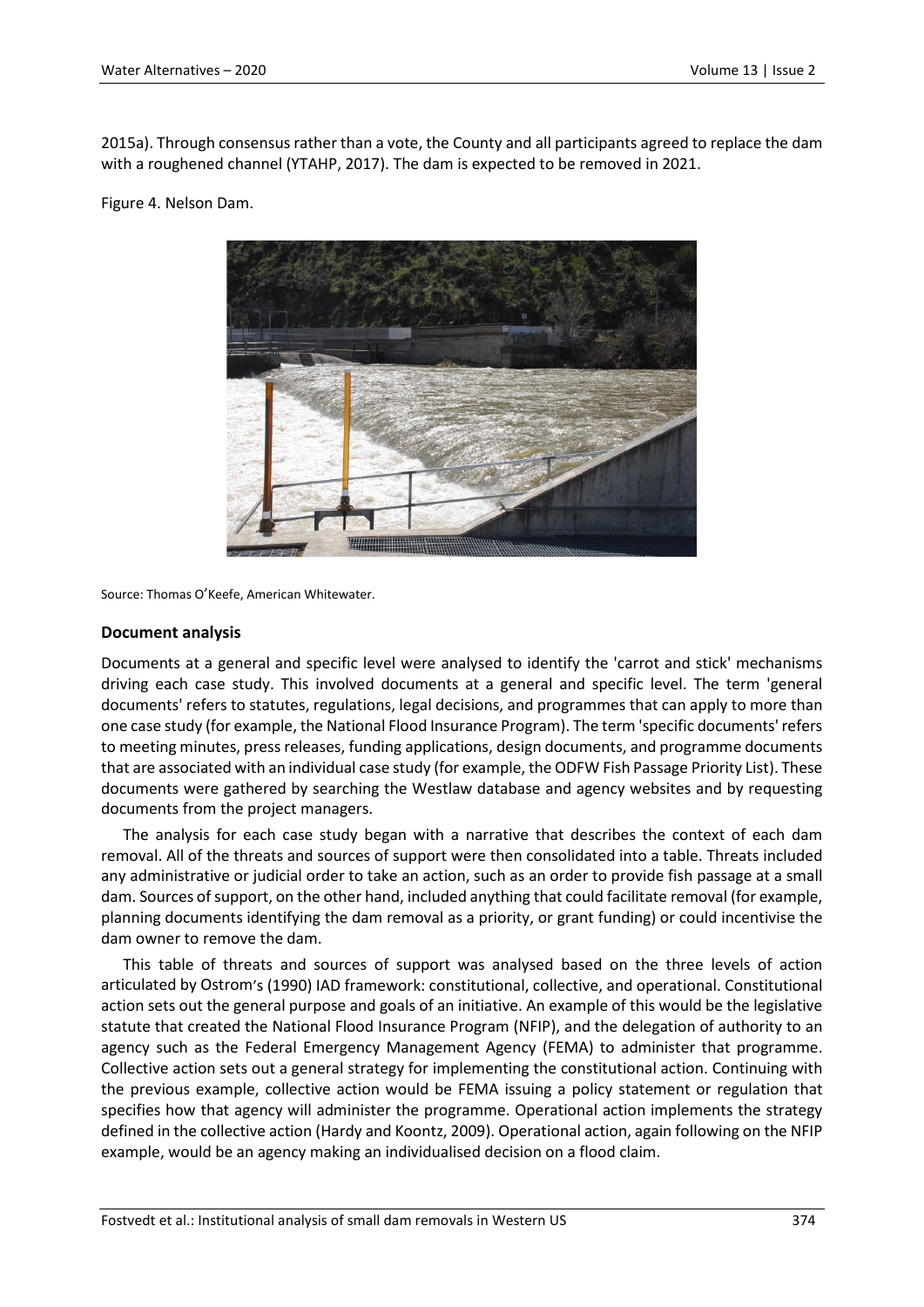2015a). Through consensus rather than a vote, the County and all participants agreed to replace the dam with a roughened channel (YTAHP, 2017). The dam is expected to be removed in 2021.

Figure 4. Nelson Dam.

Source: Thomas O'Keefe, American Whitewater.

### Document analysis

Documents at a general and specific level were analysed to identify the 'carrot and stick' mechanisms driving each case study. This involved documents at a general and specific level. The term 'general documents' refers to statutes, regulations, legal decisions, and programmes that can apply to more than one case study (for example, the National Flood Insurance Program). The term 'specific documents' refers to meeting minutes, press releases, funding applications, design documents, and programme documents that are associated with an individual case study (for example, the ODFW Fish Passage Priority List). These documents were gathered by searching the Westlaw database and agency websites and by requesting documents from the project managers.

The analysis for each case study began with a narrative that describes the context of each dam removal. All of the threats and sources of support were then consolidated into a table. Threats included any administrative or judicial order to take an action, such as an order to provide fish passage at a small dam. Sources of support, on the other hand, included anything that could facilitate removal (for example, planning documents identifying the dam removal as a priority, or grant funding) or could incentivise the dam owner to remove the dam.

This table of threats and sources of support was analysed based on the three levels of action articulated by Ostrom's (1990) IAD framework: constitutional, collective, and operational. Constitutional action sets out the general purpose and goals of an initiative. An example of this would be the legislative statute that created the National Flood Insurance Program (NFIP), and the delegation of authority to an agency such as the Federal Emergency Management Agency (FEMA) to administer that programme. Collective action sets out a general strategy for implementing the constitutional action. Continuing with the previous example, collective action would be FEMA issuing a policy statement or regulation that specifies how that agency will administer the programme. Operational action implements the strategy defined in the collective action (Hardy and Koontz, 2009). Operational action, again following on the NFIP example, would be an agency making an individualised decision on a flood claim.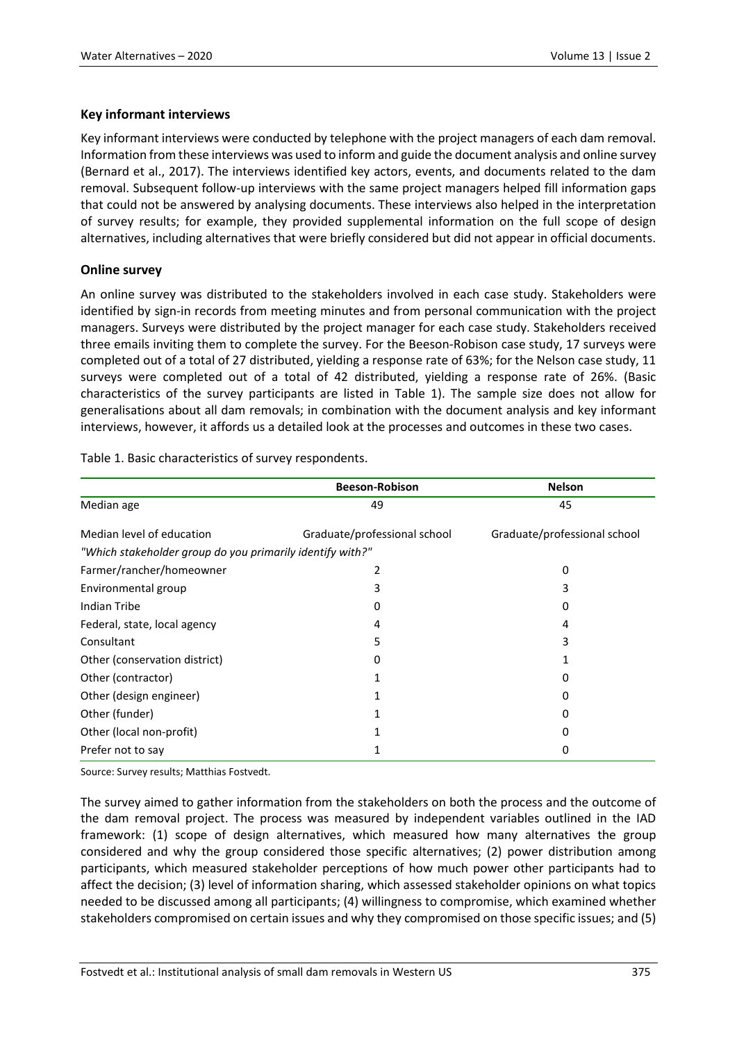### Key informant interviews

Key informant interviews were conducted by telephone with the project managers of each dam removal. Information from these interviews was used to inform and guide the document analysis and online survey (Bernard et al., 2017). The interviews identified key actors, events, and documents related to the dam removal. Subsequent follow-up interviews with the same project managers helped fill information gaps that could not be answered by analysing documents. These interviews also helped in the interpretation of survey results; for example, they provided supplemental information on the full scope of design alternatives, including alternatives that were briefly considered but did not appear in official documents.

### Online survey

An online survey was distributed to the stakeholders involved in each case study. Stakeholders were identified by sign-in records from meeting minutes and from personal communication with the project managers. Surveys were distributed by the project manager for each case study. Stakeholders received three emails inviting them to complete the survey. For the Beeson-Robison case study, 17 surveys were completed out of a total of 27 distributed, yielding a response rate of 63%; for the Nelson case study, 11 surveys were completed out of a total of 42 distributed, yielding a response rate of 26%. (Basic characteristics of the survey participants are listed in Table 1). The sample size does not allow for generalisations about all dam removals; in combination with the document analysis and key informant interviews, however, it affords us a detailed look at the processes and outcomes in these two cases.

Table 1. Basic characteristics of survey respondents.

| | Beeson-Robison | Nelson |
|---|---|---|
| Median age | 49 | 45 |
| Median level of education | Graduate/professional school | Graduate/professional school |
| *"Which stakeholder group do you primarily identify with?"* | | |
| Farmer/rancher/homeowner | 2 | 0 |
| Environmental group | 3 | 3 |
| Indian Tribe | 0 | 0 |
| Federal, state, local agency | 4 | 4 |
| Consultant | 5 | 3 |
| Other (conservation district) | 0 | 1 |
| Other (contractor) | 1 | 0 |
| Other (design engineer) | 1 | 0 |
| Other (funder) | 1 | 0 |
| Other (local non-profit) | 1 | 0 |
| Prefer not to say | 1 | 0 |

Source: Survey results; Matthias Fostvedt.

The survey aimed to gather information from the stakeholders on both the process and the outcome of the dam removal project. The process was measured by independent variables outlined in the IAD framework: (1) scope of design alternatives, which measured how many alternatives the group considered and why the group considered those specific alternatives; (2) power distribution among participants, which measured stakeholder perceptions of how much power other participants had to affect the decision; (3) level of information sharing, which assessed stakeholder opinions on what topics needed to be discussed among all participants; (4) willingness to compromise, which examined whether stakeholders compromised on certain issues and why they compromised on those specific issues; and (5)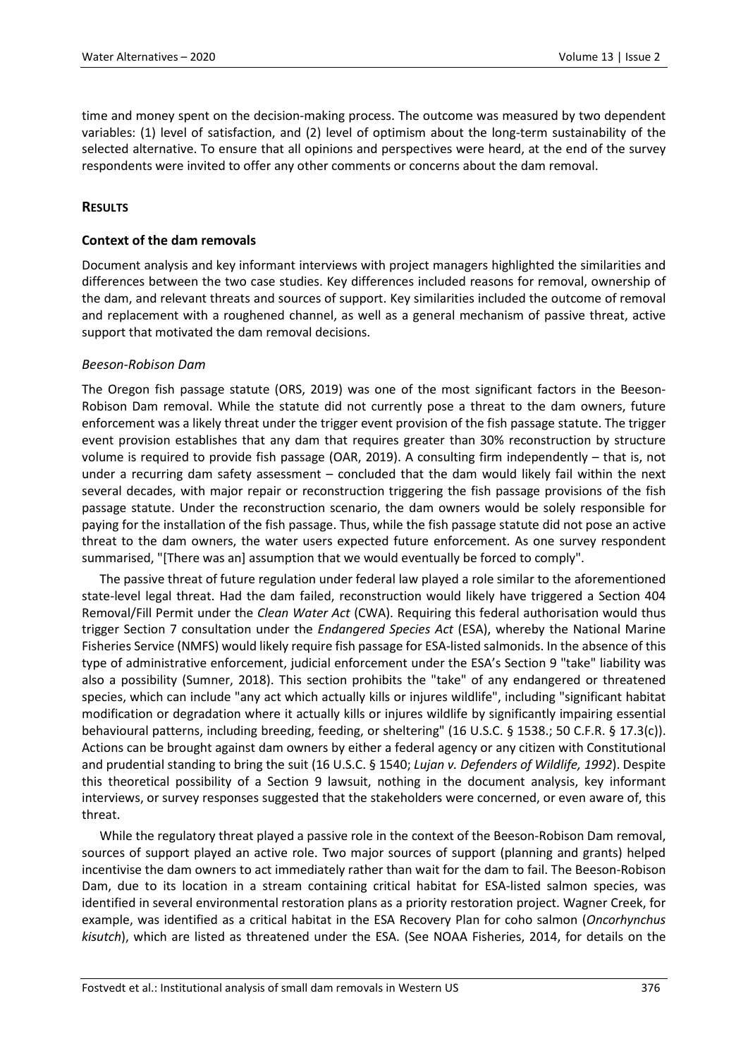time and money spent on the decision-making process. The outcome was measured by two dependent variables: (1) level of satisfaction, and (2) level of optimism about the long-term sustainability of the selected alternative. To ensure that all opinions and perspectives were heard, at the end of the survey respondents were invited to offer any other comments or concerns about the dam removal.

## RESULTS

### Context of the dam removals

Document analysis and key informant interviews with project managers highlighted the similarities and differences between the two case studies. Key differences included reasons for removal, ownership of the dam, and relevant threats and sources of support. Key similarities included the outcome of removal and replacement with a roughened channel, as well as a general mechanism of passive threat, active support that motivated the dam removal decisions.

#### *Beeson-Robison Dam*

The Oregon fish passage statute (ORS, 2019) was one of the most significant factors in the Beeson-Robison Dam removal. While the statute did not currently pose a threat to the dam owners, future enforcement was a likely threat under the trigger event provision of the fish passage statute. The trigger event provision establishes that any dam that requires greater than 30% reconstruction by structure volume is required to provide fish passage (OAR, 2019). A consulting firm independently – that is, not under a recurring dam safety assessment – concluded that the dam would likely fail within the next several decades, with major repair or reconstruction triggering the fish passage provisions of the fish passage statute. Under the reconstruction scenario, the dam owners would be solely responsible for paying for the installation of the fish passage. Thus, while the fish passage statute did not pose an active threat to the dam owners, the water users expected future enforcement. As one survey respondent summarised, "[There was an] assumption that we would eventually be forced to comply".

The passive threat of future regulation under federal law played a role similar to the aforementioned state-level legal threat. Had the dam failed, reconstruction would likely have triggered a Section 404 Removal/Fill Permit under the *Clean Water Act* (CWA). Requiring this federal authorisation would thus trigger Section 7 consultation under the *Endangered Species Act* (ESA), whereby the National Marine Fisheries Service (NMFS) would likely require fish passage for ESA-listed salmonids. In the absence of this type of administrative enforcement, judicial enforcement under the ESA's Section 9 "take" liability was also a possibility (Sumner, 2018). This section prohibits the "take" of any endangered or threatened species, which can include "any act which actually kills or injures wildlife", including "significant habitat modification or degradation where it actually kills or injures wildlife by significantly impairing essential behavioural patterns, including breeding, feeding, or sheltering" (16 U.S.C. § 1538.; 50 C.F.R. § 17.3(c)). Actions can be brought against dam owners by either a federal agency or any citizen with Constitutional and prudential standing to bring the suit (16 U.S.C. § 1540; *Lujan v. Defenders of Wildlife, 1992*). Despite this theoretical possibility of a Section 9 lawsuit, nothing in the document analysis, key informant interviews, or survey responses suggested that the stakeholders were concerned, or even aware of, this threat.

While the regulatory threat played a passive role in the context of the Beeson-Robison Dam removal, sources of support played an active role. Two major sources of support (planning and grants) helped incentivise the dam owners to act immediately rather than wait for the dam to fail. The Beeson-Robison Dam, due to its location in a stream containing critical habitat for ESA-listed salmon species, was identified in several environmental restoration plans as a priority restoration project. Wagner Creek, for example, was identified as a critical habitat in the ESA Recovery Plan for coho salmon (*Oncorhynchus kisutch*), which are listed as threatened under the ESA. (See NOAA Fisheries, 2014, for details on the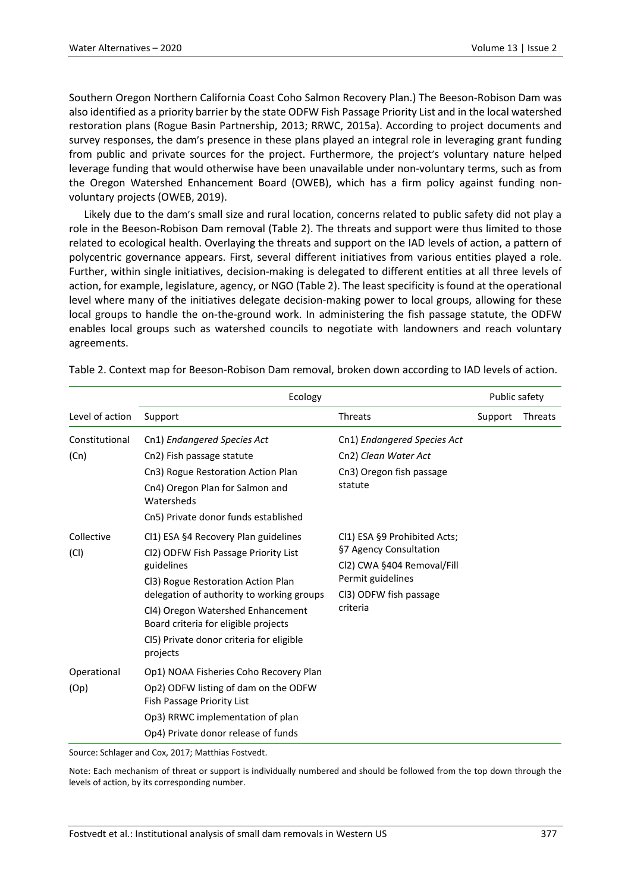Southern Oregon Northern California Coast Coho Salmon Recovery Plan.) The Beeson-Robison Dam was also identified as a priority barrier by the state ODFW Fish Passage Priority List and in the local watershed restoration plans (Rogue Basin Partnership, 2013; RRWC, 2015a). According to project documents and survey responses, the dam's presence in these plans played an integral role in leveraging grant funding from public and private sources for the project. Furthermore, the project's voluntary nature helped leverage funding that would otherwise have been unavailable under non-voluntary terms, such as from the Oregon Watershed Enhancement Board (OWEB), which has a firm policy against funding non-voluntary projects (OWEB, 2019).

Likely due to the dam's small size and rural location, concerns related to public safety did not play a role in the Beeson-Robison Dam removal (Table 2). The threats and support were thus limited to those related to ecological health. Overlaying the threats and support on the IAD levels of action, a pattern of polycentric governance appears. First, several different initiatives from various entities played a role. Further, within single initiatives, decision-making is delegated to different entities at all three levels of action, for example, legislature, agency, or NGO (Table 2). The least specificity is found at the operational level where many of the initiatives delegate decision-making power to local groups, allowing for these local groups to handle the on-the-ground work. In administering the fish passage statute, the ODFW enables local groups such as watershed councils to negotiate with landowners and reach voluntary agreements.

Table 2. Context map for Beeson-Robison Dam removal, broken down according to IAD levels of action.

| | Ecology | | Public safety | |
|---|---|---|---|---|
| Level of action | Support | Threats | Support | Threats |
| Constitutional (Cn) | Cn1) *Endangered Species Act*<br>Cn2) Fish passage statute<br>Cn3) Rogue Restoration Action Plan<br>Cn4) Oregon Plan for Salmon and Watersheds<br>Cn5) Private donor funds established | Cn1) *Endangered Species Act*<br>Cn2) *Clean Water Act*<br>Cn3) Oregon fish passage statute | | |
| Collective (Cl) | Cl1) ESA §4 Recovery Plan guidelines<br>Cl2) ODFW Fish Passage Priority List guidelines<br>Cl3) Rogue Restoration Action Plan delegation of authority to working groups<br>Cl4) Oregon Watershed Enhancement Board criteria for eligible projects<br>Cl5) Private donor criteria for eligible projects | Cl1) ESA §9 Prohibited Acts; §7 Agency Consultation<br>Cl2) CWA §404 Removal/Fill Permit guidelines<br>Cl3) ODFW fish passage criteria | | |
| Operational (Op) | Op1) NOAA Fisheries Coho Recovery Plan<br>Op2) ODFW listing of dam on the ODFW Fish Passage Priority List<br>Op3) RRWC implementation of plan<br>Op4) Private donor release of funds | | | |

Source: Schlager and Cox, 2017; Matthias Fostvedt.

Note: Each mechanism of threat or support is individually numbered and should be followed from the top down through the levels of action, by its corresponding number.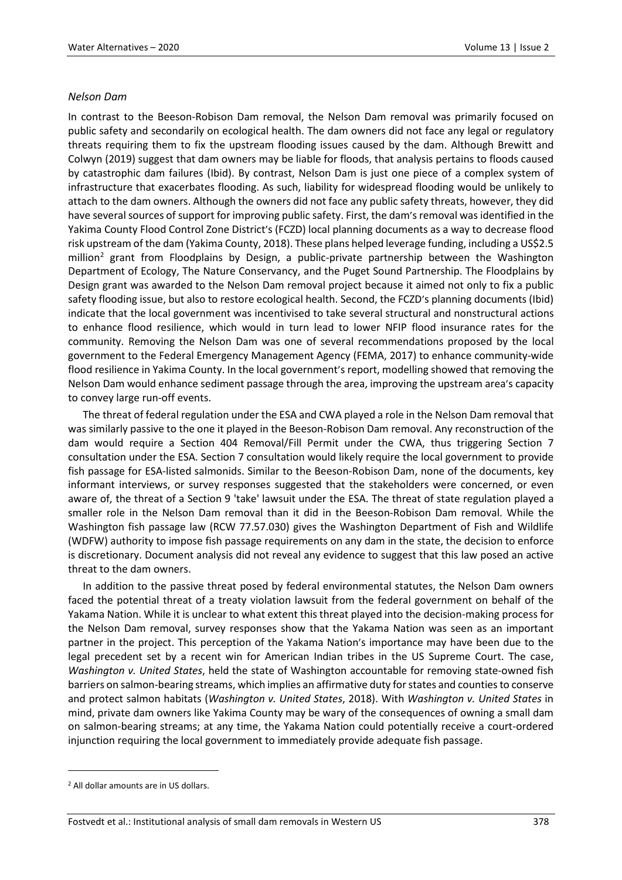*Nelson Dam*

In contrast to the Beeson-Robison Dam removal, the Nelson Dam removal was primarily focused on public safety and secondarily on ecological health. The dam owners did not face any legal or regulatory threats requiring them to fix the upstream flooding issues caused by the dam. Although Brewitt and Colwyn (2019) suggest that dam owners may be liable for floods, that analysis pertains to floods caused by catastrophic dam failures (Ibid). By contrast, Nelson Dam is just one piece of a complex system of infrastructure that exacerbates flooding. As such, liability for widespread flooding would be unlikely to attach to the dam owners. Although the owners did not face any public safety threats, however, they did have several sources of support for improving public safety. First, the dam's removal was identified in the Yakima County Flood Control Zone District's (FCZD) local planning documents as a way to decrease flood risk upstream of the dam (Yakima County, 2018). These plans helped leverage funding, including a US$2.5 million[2] grant from Floodplains by Design, a public-private partnership between the Washington Department of Ecology, The Nature Conservancy, and the Puget Sound Partnership. The Floodplains by Design grant was awarded to the Nelson Dam removal project because it aimed not only to fix a public safety flooding issue, but also to restore ecological health. Second, the FCZD's planning documents (Ibid) indicate that the local government was incentivised to take several structural and nonstructural actions to enhance flood resilience, which would in turn lead to lower NFIP flood insurance rates for the community. Removing the Nelson Dam was one of several recommendations proposed by the local government to the Federal Emergency Management Agency (FEMA, 2017) to enhance community-wide flood resilience in Yakima County. In the local government's report, modelling showed that removing the Nelson Dam would enhance sediment passage through the area, improving the upstream area's capacity to convey large run-off events.

The threat of federal regulation under the ESA and CWA played a role in the Nelson Dam removal that was similarly passive to the one it played in the Beeson-Robison Dam removal. Any reconstruction of the dam would require a Section 404 Removal/Fill Permit under the CWA, thus triggering Section 7 consultation under the ESA. Section 7 consultation would likely require the local government to provide fish passage for ESA-listed salmonids. Similar to the Beeson-Robison Dam, none of the documents, key informant interviews, or survey responses suggested that the stakeholders were concerned, or even aware of, the threat of a Section 9 'take' lawsuit under the ESA. The threat of state regulation played a smaller role in the Nelson Dam removal than it did in the Beeson-Robison Dam removal. While the Washington fish passage law (RCW 77.57.030) gives the Washington Department of Fish and Wildlife (WDFW) authority to impose fish passage requirements on any dam in the state, the decision to enforce is discretionary. Document analysis did not reveal any evidence to suggest that this law posed an active threat to the dam owners.

In addition to the passive threat posed by federal environmental statutes, the Nelson Dam owners faced the potential threat of a treaty violation lawsuit from the federal government on behalf of the Yakama Nation. While it is unclear to what extent this threat played into the decision-making process for the Nelson Dam removal, survey responses show that the Yakama Nation was seen as an important partner in the project. This perception of the Yakama Nation's importance may have been due to the legal precedent set by a recent win for American Indian tribes in the US Supreme Court. The case, *Washington v. United States*, held the state of Washington accountable for removing state-owned fish barriers on salmon-bearing streams, which implies an affirmative duty for states and counties to conserve and protect salmon habitats (*Washington v. United States*, 2018). With *Washington v. United States* in mind, private dam owners like Yakima County may be wary of the consequences of owning a small dam on salmon-bearing streams; at any time, the Yakama Nation could potentially receive a court-ordered injunction requiring the local government to immediately provide adequate fish passage.

---

[2] All dollar amounts are in US dollars.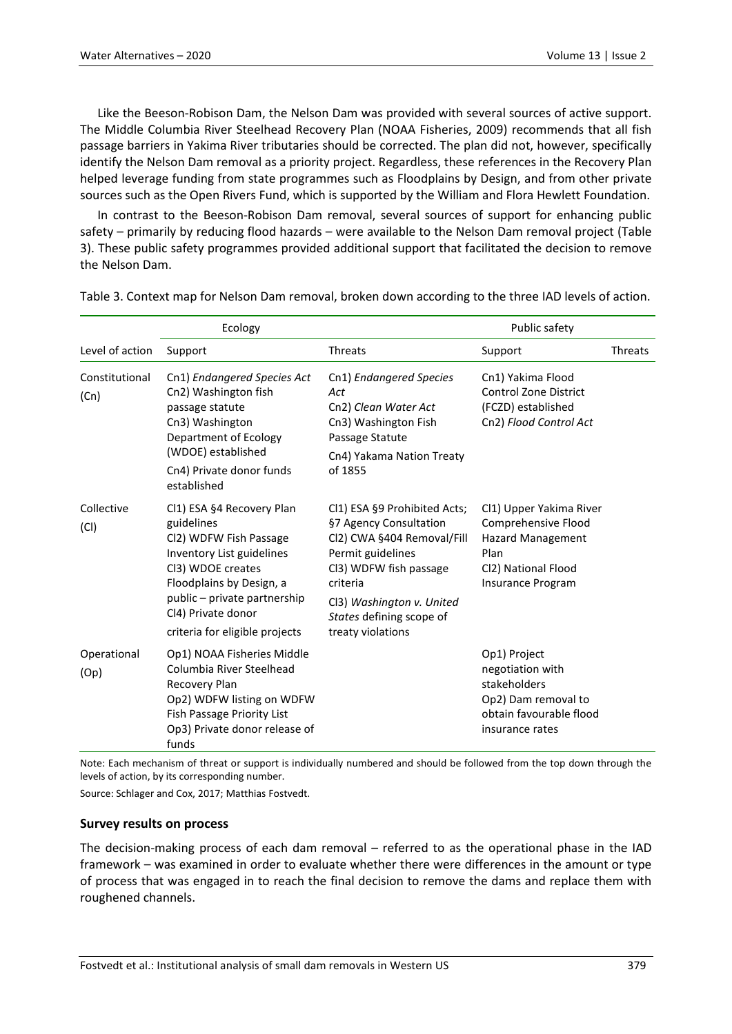Like the Beeson-Robison Dam, the Nelson Dam was provided with several sources of active support. The Middle Columbia River Steelhead Recovery Plan (NOAA Fisheries, 2009) recommends that all fish passage barriers in Yakima River tributaries should be corrected. The plan did not, however, specifically identify the Nelson Dam removal as a priority project. Regardless, these references in the Recovery Plan helped leverage funding from state programmes such as Floodplains by Design, and from other private sources such as the Open Rivers Fund, which is supported by the William and Flora Hewlett Foundation.

In contrast to the Beeson-Robison Dam removal, several sources of support for enhancing public safety – primarily by reducing flood hazards – were available to the Nelson Dam removal project (Table 3). These public safety programmes provided additional support that facilitated the decision to remove the Nelson Dam.

Table 3. Context map for Nelson Dam removal, broken down according to the three IAD levels of action.

| | Ecology | | Public safety | |
|---|---|---|---|---|
| Level of action | Support | Threats | Support | Threats |
| Constitutional (Cn) | Cn1) *Endangered Species Act*<br>Cn2) Washington fish passage statute<br>Cn3) Washington Department of Ecology (WDOE) established<br>Cn4) Private donor funds established | Cn1) *Endangered Species Act*<br>Cn2) *Clean Water Act*<br>Cn3) Washington Fish Passage Statute<br>Cn4) Yakama Nation Treaty of 1855 | Cn1) Yakima Flood Control Zone District (FCZD) established<br>Cn2) *Flood Control Act* | |
| Collective (Cl) | Cl1) ESA §4 Recovery Plan guidelines<br>Cl2) WDFW Fish Passage Inventory List guidelines<br>Cl3) WDOE creates Floodplains by Design, a public – private partnership<br>Cl4) Private donor criteria for eligible projects | Cl1) ESA §9 Prohibited Acts; §7 Agency Consultation<br>Cl2) CWA §404 Removal/Fill Permit guidelines<br>Cl3) WDFW fish passage criteria<br>Cl3) *Washington v. United States* defining scope of treaty violations | Cl1) Upper Yakima River Comprehensive Flood Hazard Management Plan<br>Cl2) National Flood Insurance Program | |
| Operational (Op) | Op1) NOAA Fisheries Middle Columbia River Steelhead Recovery Plan<br>Op2) WDFW listing on WDFW Fish Passage Priority List<br>Op3) Private donor release of funds | | Op1) Project negotiation with stakeholders<br>Op2) Dam removal to obtain favourable flood insurance rates | |

Note: Each mechanism of threat or support is individually numbered and should be followed from the top down through the levels of action, by its corresponding number.

Source: Schlager and Cox, 2017; Matthias Fostvedt.

### Survey results on process

The decision-making process of each dam removal – referred to as the operational phase in the IAD framework – was examined in order to evaluate whether there were differences in the amount or type of process that was engaged in to reach the final decision to remove the dams and replace them with roughened channels.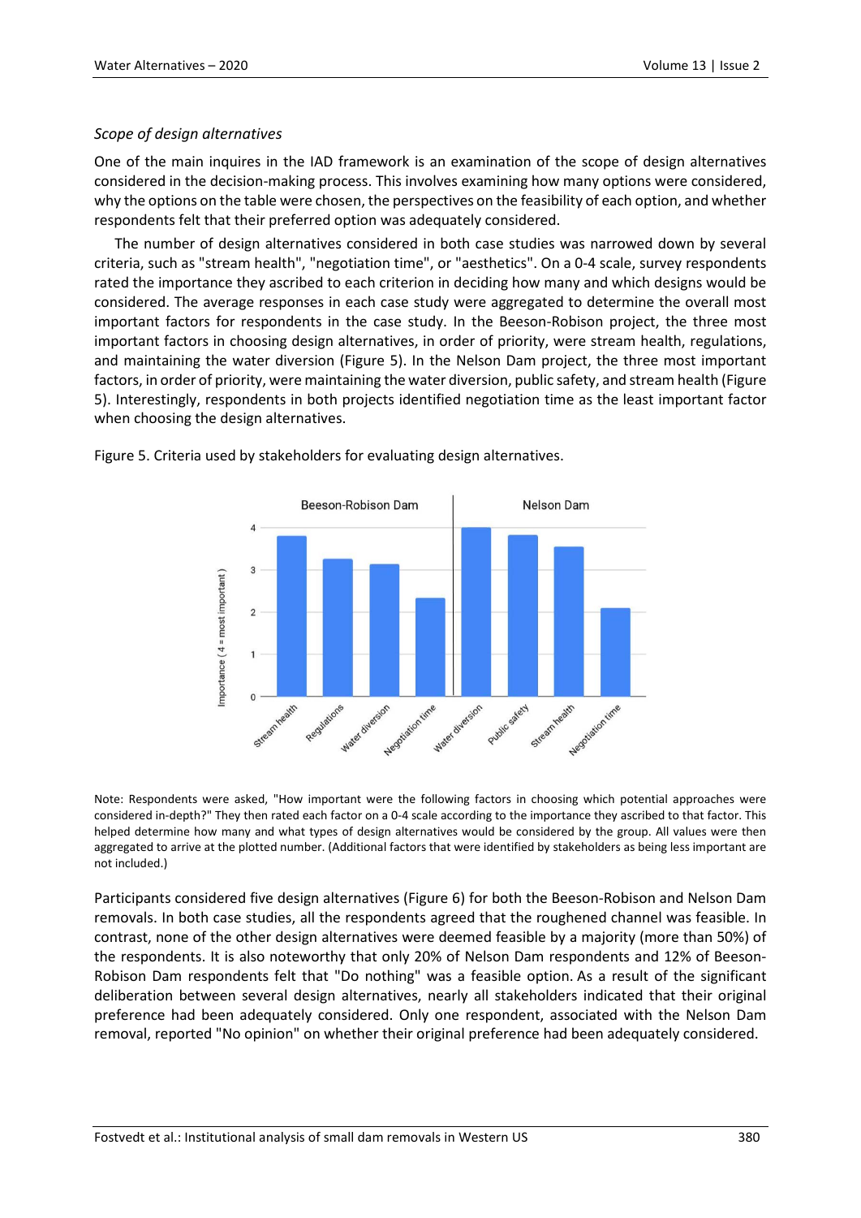### *Scope of design alternatives*

One of the main inquires in the IAD framework is an examination of the scope of design alternatives considered in the decision-making process. This involves examining how many options were considered, why the options on the table were chosen, the perspectives on the feasibility of each option, and whether respondents felt that their preferred option was adequately considered.

The number of design alternatives considered in both case studies was narrowed down by several criteria, such as "stream health", "negotiation time", or "aesthetics". On a 0-4 scale, survey respondents rated the importance they ascribed to each criterion in deciding how many and which designs would be considered. The average responses in each case study were aggregated to determine the overall most important factors for respondents in the case study. In the Beeson-Robison project, the three most important factors in choosing design alternatives, in order of priority, were stream health, regulations, and maintaining the water diversion (Figure 5). In the Nelson Dam project, the three most important factors, in order of priority, were maintaining the water diversion, public safety, and stream health (Figure 5). Interestingly, respondents in both projects identified negotiation time as the least important factor when choosing the design alternatives.

Figure 5. Criteria used by stakeholders for evaluating design alternatives.

Beeson-Robison Dam
Nelson Dam
Importance ( 4 = most important )
0
1
2
3
4
Stream health
Regulations
Water diversion
Negotiation time
Water diversion
Public safety
Stream health
Negotiation time

Note: Respondents were asked, "How important were the following factors in choosing which potential approaches were considered in-depth?" They then rated each factor on a 0-4 scale according to the importance they ascribed to that factor. This helped determine how many and what types of design alternatives would be considered by the group. All values were then aggregated to arrive at the plotted number. (Additional factors that were identified by stakeholders as being less important are not included.)

Participants considered five design alternatives (Figure 6) for both the Beeson-Robison and Nelson Dam removals. In both case studies, all the respondents agreed that the roughened channel was feasible. In contrast, none of the other design alternatives were deemed feasible by a majority (more than 50%) of the respondents. It is also noteworthy that only 20% of Nelson Dam respondents and 12% of Beeson-Robison Dam respondents felt that "Do nothing" was a feasible option. As a result of the significant deliberation between several design alternatives, nearly all stakeholders indicated that their original preference had been adequately considered. Only one respondent, associated with the Nelson Dam removal, reported "No opinion" on whether their original preference had been adequately considered.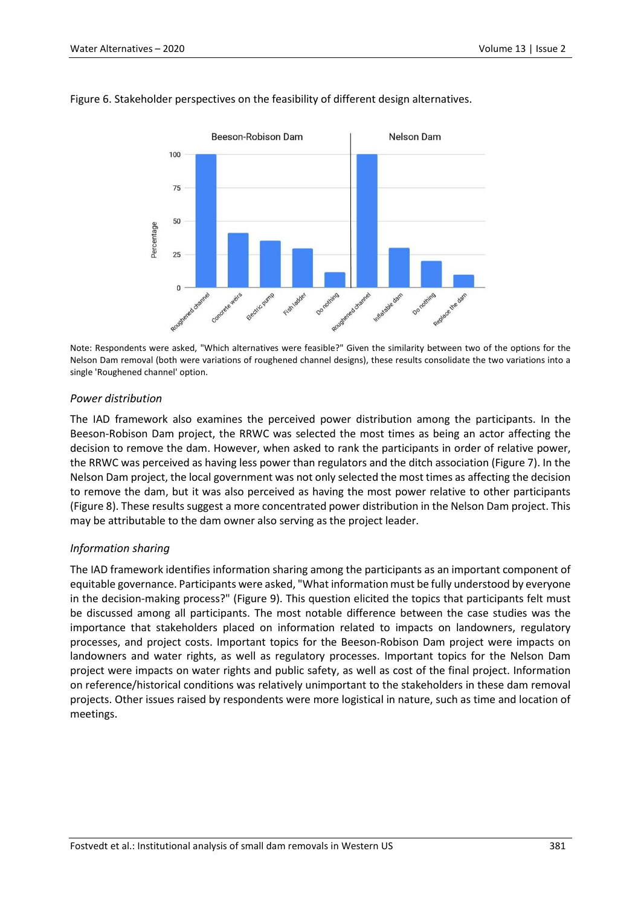Figure 6. Stakeholder perspectives on the feasibility of different design alternatives.

Beeson-Robison Dam

Nelson Dam

Percentage

100

75

50

25

0

Roughened channel

Concrete weirs

Electric pump

Fish ladder

Do nothing

Roughened channel

Inflatable dam

Do nothing

Replace the dam

Note: Respondents were asked, "Which alternatives were feasible?" Given the similarity between two of the options for the Nelson Dam removal (both were variations of roughened channel designs), these results consolidate the two variations into a single 'Roughened channel' option.

### *Power distribution*

The IAD framework also examines the perceived power distribution among the participants. In the Beeson-Robison Dam project, the RRWC was selected the most times as being an actor affecting the decision to remove the dam. However, when asked to rank the participants in order of relative power, the RRWC was perceived as having less power than regulators and the ditch association (Figure 7). In the Nelson Dam project, the local government was not only selected the most times as affecting the decision to remove the dam, but it was also perceived as having the most power relative to other participants (Figure 8). These results suggest a more concentrated power distribution in the Nelson Dam project. This may be attributable to the dam owner also serving as the project leader.

### *Information sharing*

The IAD framework identifies information sharing among the participants as an important component of equitable governance. Participants were asked, "What information must be fully understood by everyone in the decision-making process?" (Figure 9). This question elicited the topics that participants felt must be discussed among all participants. The most notable difference between the case studies was the importance that stakeholders placed on information related to impacts on landowners, regulatory processes, and project costs. Important topics for the Beeson-Robison Dam project were impacts on landowners and water rights, as well as regulatory processes. Important topics for the Nelson Dam project were impacts on water rights and public safety, as well as cost of the final project. Information on reference/historical conditions was relatively unimportant to the stakeholders in these dam removal projects. Other issues raised by respondents were more logistical in nature, such as time and location of meetings.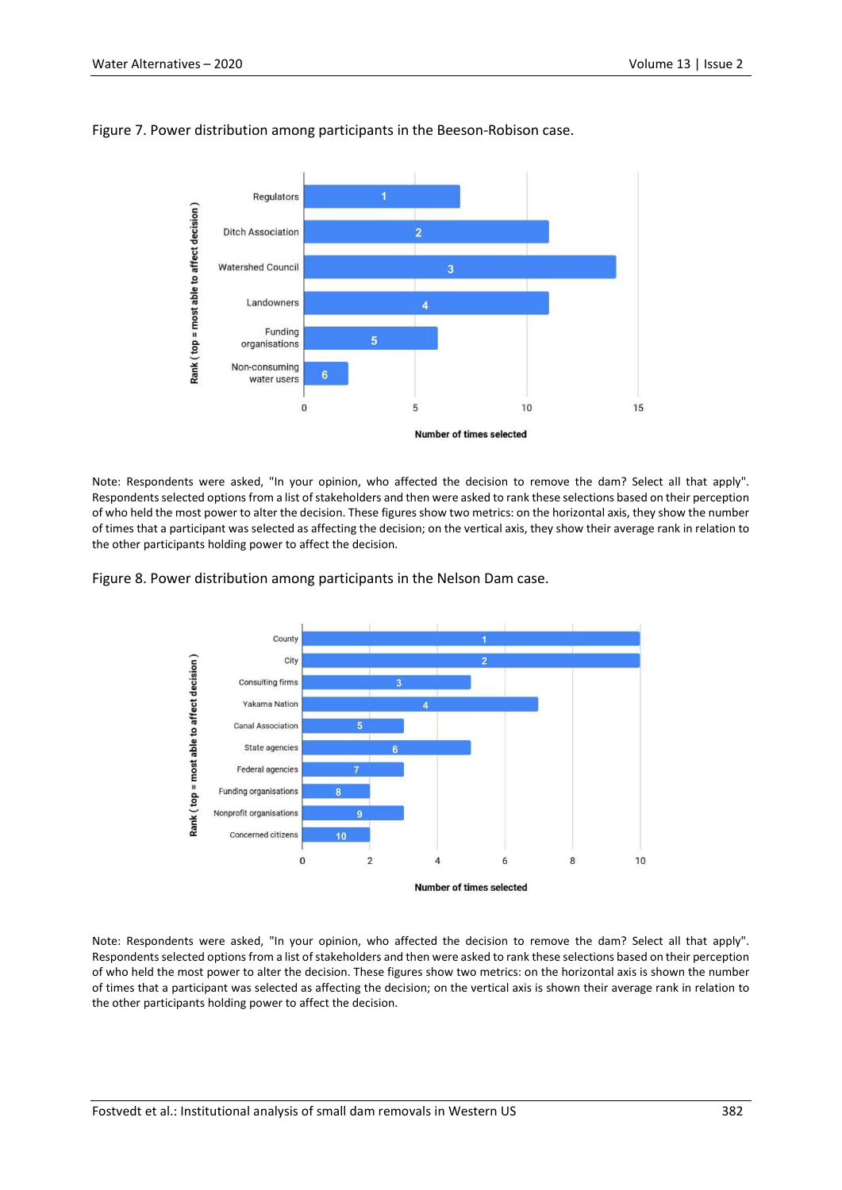Figure 7. Power distribution among participants in the Beeson-Robison case.

Rank ( top = most able to affect decision )

Regulators 1
Ditch Association 2
Watershed Council 3
Landowners 4
Funding organisations 5
Non-consuming water users 6

0 5 10 15

Number of times selected

Note: Respondents were asked, "In your opinion, who affected the decision to remove the dam? Select all that apply". Respondents selected options from a list of stakeholders and then were asked to rank these selections based on their perception of who held the most power to alter the decision. These figures show two metrics: on the horizontal axis, they show the number of times that a participant was selected as affecting the decision; on the vertical axis, they show their average rank in relation to the other participants holding power to affect the decision.

Figure 8. Power distribution among participants in the Nelson Dam case.

Rank ( top = most able to affect decision )

County 1
City 2
Consulting firms 3
Yakama Nation 4
Canal Association 5
State agencies 6
Federal agencies 7
Funding organisations 8
Nonprofit organisations 9
Concerned citizens 10

0 2 4 6 8 10

Number of times selected

Note: Respondents were asked, "In your opinion, who affected the decision to remove the dam? Select all that apply". Respondents selected options from a list of stakeholders and then were asked to rank these selections based on their perception of who held the most power to alter the decision. These figures show two metrics: on the horizontal axis is shown the number of times that a participant was selected as affecting the decision; on the vertical axis is shown their average rank in relation to the other participants holding power to affect the decision.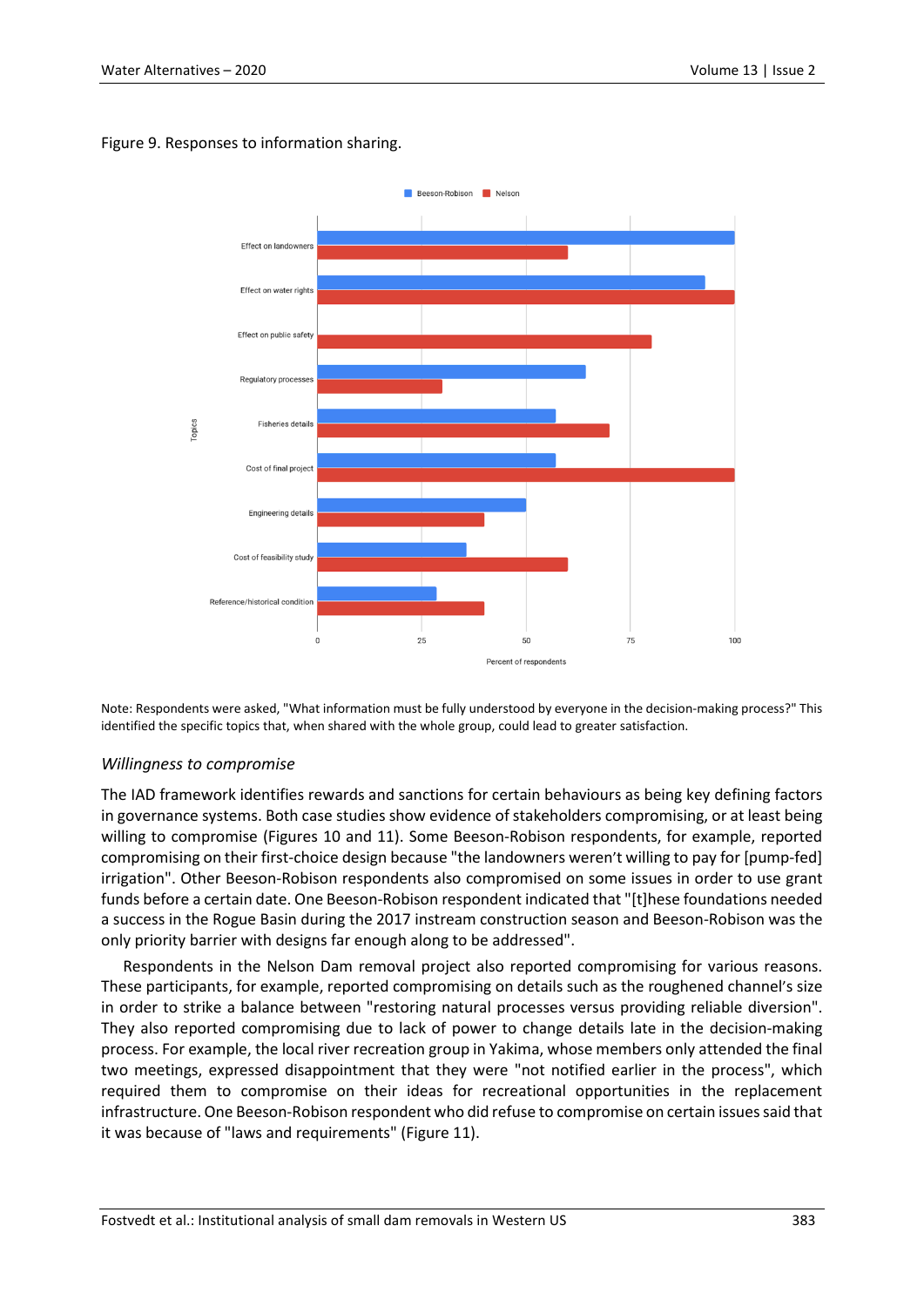Figure 9. Responses to information sharing.

Beeson-Robison
Nelson

Topics

Effect on landowners
Effect on water rights
Effect on public safety
Regulatory processes
Fisheries details
Cost of final project
Engineering details
Cost of feasibility study
Reference/historical condition

0
25
50
75
100

Percent of respondents

Note: Respondents were asked, "What information must be fully understood by everyone in the decision-making process?" This identified the specific topics that, when shared with the whole group, could lead to greater satisfaction.

### *Willingness to compromise*

The IAD framework identifies rewards and sanctions for certain behaviours as being key defining factors in governance systems. Both case studies show evidence of stakeholders compromising, or at least being willing to compromise (Figures 10 and 11). Some Beeson-Robison respondents, for example, reported compromising on their first-choice design because "the landowners weren't willing to pay for [pump-fed] irrigation". Other Beeson-Robison respondents also compromised on some issues in order to use grant funds before a certain date. One Beeson-Robison respondent indicated that "[t]hese foundations needed a success in the Rogue Basin during the 2017 instream construction season and Beeson-Robison was the only priority barrier with designs far enough along to be addressed".

Respondents in the Nelson Dam removal project also reported compromising for various reasons. These participants, for example, reported compromising on details such as the roughened channel's size in order to strike a balance between "restoring natural processes versus providing reliable diversion". They also reported compromising due to lack of power to change details late in the decision-making process. For example, the local river recreation group in Yakima, whose members only attended the final two meetings, expressed disappointment that they were "not notified earlier in the process", which required them to compromise on their ideas for recreational opportunities in the replacement infrastructure. One Beeson-Robison respondent who did refuse to compromise on certain issues said that it was because of "laws and requirements" (Figure 11).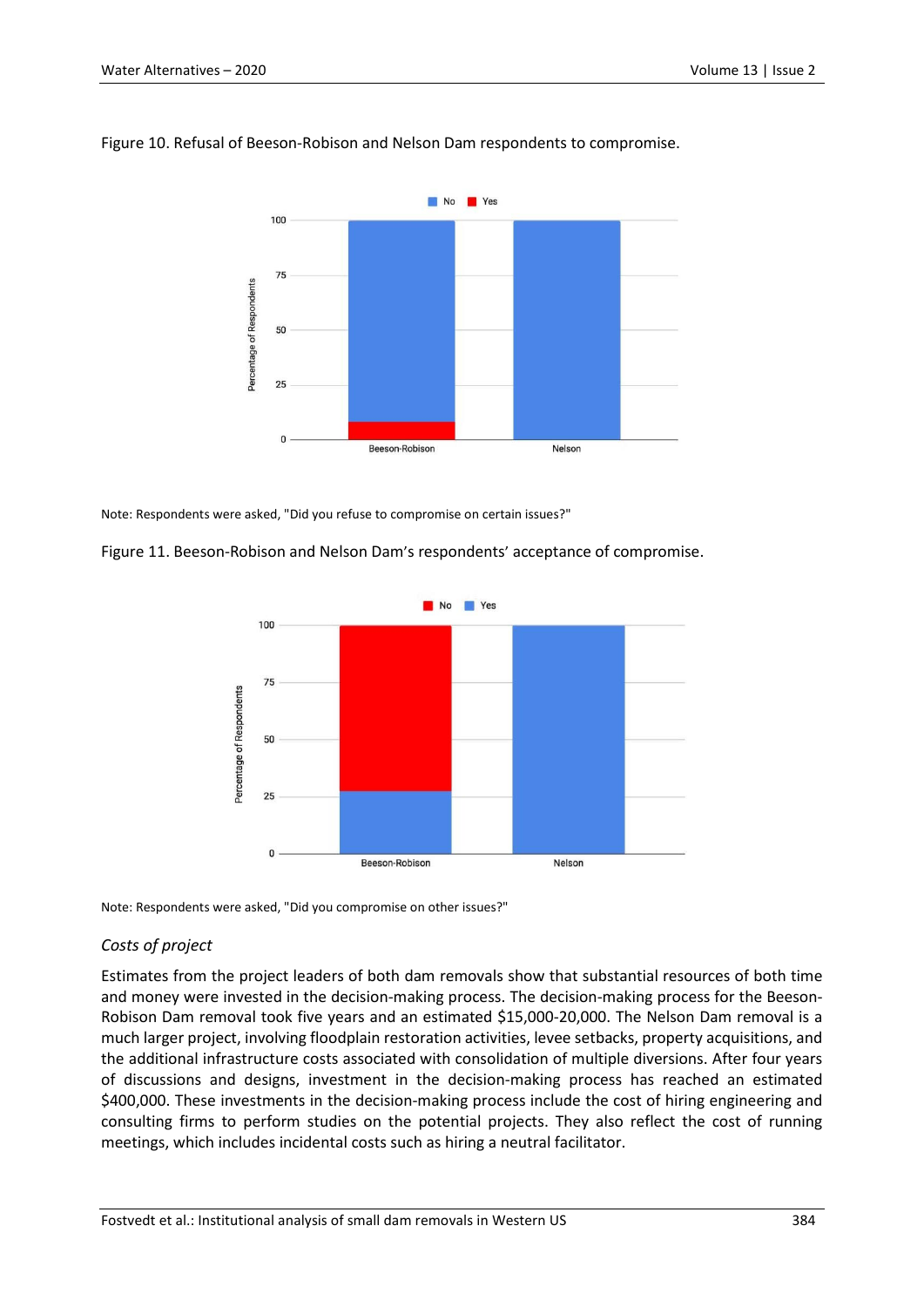Figure 10. Refusal of Beeson-Robison and Nelson Dam respondents to compromise.

No Yes

100

75

50

25

0

Percentage of Respondents

Beeson-Robison

Nelson

Note: Respondents were asked, "Did you refuse to compromise on certain issues?"

Figure 11. Beeson-Robison and Nelson Dam's respondents' acceptance of compromise.

No Yes

100

75

50

25

0

Percentage of Respondents

Beeson-Robison

Nelson

Note: Respondents were asked, "Did you compromise on other issues?"

### *Costs of project*

Estimates from the project leaders of both dam removals show that substantial resources of both time and money were invested in the decision-making process. The decision-making process for the Beeson-Robison Dam removal took five years and an estimated $15,000-20,000. The Nelson Dam removal is a much larger project, involving floodplain restoration activities, levee setbacks, property acquisitions, and the additional infrastructure costs associated with consolidation of multiple diversions. After four years of discussions and designs, investment in the decision-making process has reached an estimated $400,000. These investments in the decision-making process include the cost of hiring engineering and consulting firms to perform studies on the potential projects. They also reflect the cost of running meetings, which includes incidental costs such as hiring a neutral facilitator.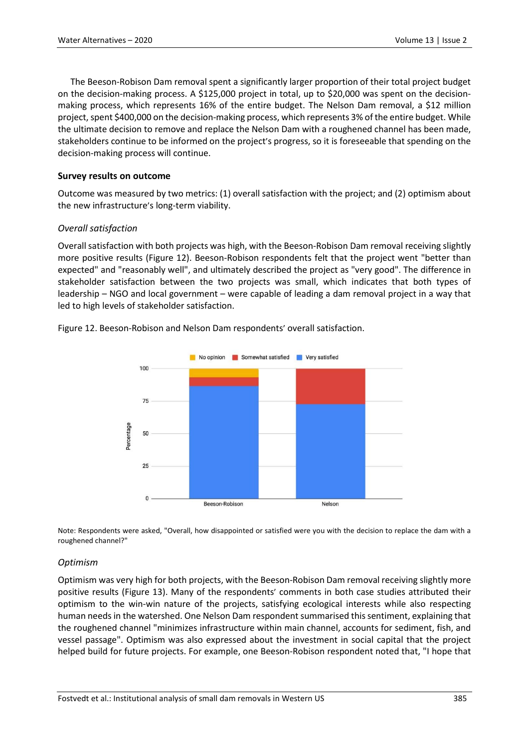The Beeson-Robison Dam removal spent a significantly larger proportion of their total project budget on the decision-making process. A $125,000 project in total, up to $20,000 was spent on the decision-making process, which represents 16% of the entire budget. The Nelson Dam removal, a $12 million project, spent $400,000 on the decision-making process, which represents 3% of the entire budget. While the ultimate decision to remove and replace the Nelson Dam with a roughened channel has been made, stakeholders continue to be informed on the project's progress, so it is foreseeable that spending on the decision-making process will continue.

**Survey results on outcome**

Outcome was measured by two metrics: (1) overall satisfaction with the project; and (2) optimism about the new infrastructure's long-term viability.

*Overall satisfaction*

Overall satisfaction with both projects was high, with the Beeson-Robison Dam removal receiving slightly more positive results (Figure 12). Beeson-Robison respondents felt that the project went "better than expected" and "reasonably well", and ultimately described the project as "very good". The difference in stakeholder satisfaction between the two projects was small, which indicates that both types of leadership – NGO and local government – were capable of leading a dam removal project in a way that led to high levels of stakeholder satisfaction.

Figure 12. Beeson-Robison and Nelson Dam respondents' overall satisfaction.

No opinion
Somewhat satisfied
Very satisfied
Percentage
0
25
50
75
100
Beeson-Robison
Nelson

Note: Respondents were asked, "Overall, how disappointed or satisfied were you with the decision to replace the dam with a roughened channel?"

*Optimism*

Optimism was very high for both projects, with the Beeson-Robison Dam removal receiving slightly more positive results (Figure 13). Many of the respondents' comments in both case studies attributed their optimism to the win-win nature of the projects, satisfying ecological interests while also respecting human needs in the watershed. One Nelson Dam respondent summarised this sentiment, explaining that the roughened channel "minimizes infrastructure within main channel, accounts for sediment, fish, and vessel passage". Optimism was also expressed about the investment in social capital that the project helped build for future projects. For example, one Beeson-Robison respondent noted that, "I hope that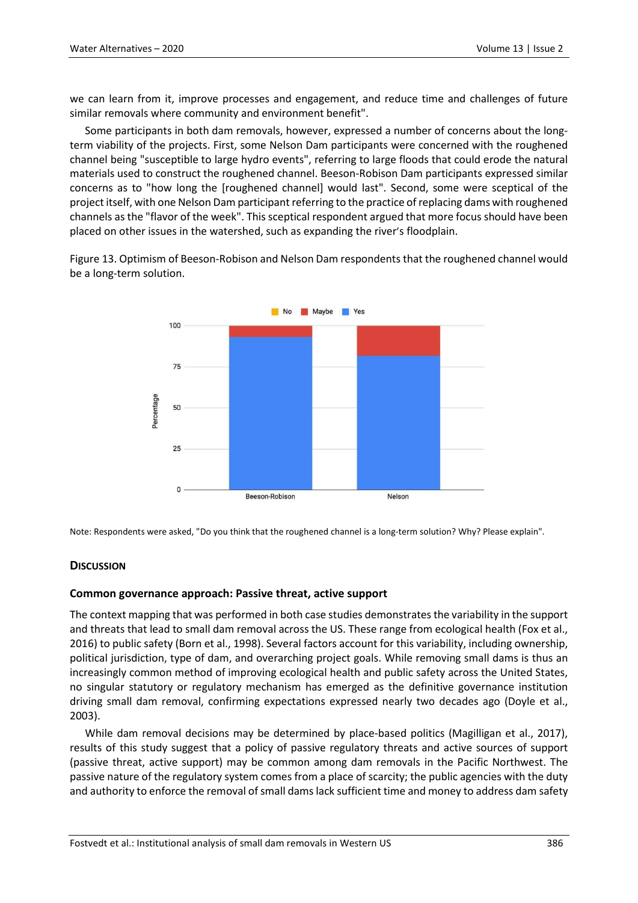we can learn from it, improve processes and engagement, and reduce time and challenges of future similar removals where community and environment benefit".

Some participants in both dam removals, however, expressed a number of concerns about the long-term viability of the projects. First, some Nelson Dam participants were concerned with the roughened channel being "susceptible to large hydro events", referring to large floods that could erode the natural materials used to construct the roughened channel. Beeson-Robison Dam participants expressed similar concerns as to "how long the [roughened channel] would last". Second, some were sceptical of the project itself, with one Nelson Dam participant referring to the practice of replacing dams with roughened channels as the "flavor of the week". This sceptical respondent argued that more focus should have been placed on other issues in the watershed, such as expanding the river's floodplain.

Figure 13. Optimism of Beeson-Robison and Nelson Dam respondents that the roughened channel would be a long-term solution.

No
Maybe
Yes
100
75
50
25
0
Percentage
Beeson-Robison
Nelson

Note: Respondents were asked, "Do you think that the roughened channel is a long-term solution? Why? Please explain".

## Discussion

### Common governance approach: Passive threat, active support

The context mapping that was performed in both case studies demonstrates the variability in the support and threats that lead to small dam removal across the US. These range from ecological health (Fox et al., 2016) to public safety (Born et al., 1998). Several factors account for this variability, including ownership, political jurisdiction, type of dam, and overarching project goals. While removing small dams is thus an increasingly common method of improving ecological health and public safety across the United States, no singular statutory or regulatory mechanism has emerged as the definitive governance institution driving small dam removal, confirming expectations expressed nearly two decades ago (Doyle et al., 2003).

While dam removal decisions may be determined by place-based politics (Magilligan et al., 2017), results of this study suggest that a policy of passive regulatory threats and active sources of support (passive threat, active support) may be common among dam removals in the Pacific Northwest. The passive nature of the regulatory system comes from a place of scarcity; the public agencies with the duty and authority to enforce the removal of small dams lack sufficient time and money to address dam safety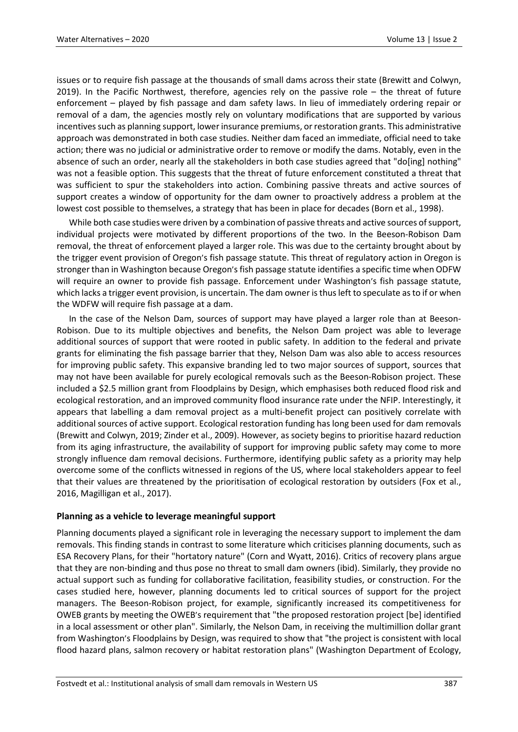issues or to require fish passage at the thousands of small dams across their state (Brewitt and Colwyn, 2019). In the Pacific Northwest, therefore, agencies rely on the passive role – the threat of future enforcement – played by fish passage and dam safety laws. In lieu of immediately ordering repair or removal of a dam, the agencies mostly rely on voluntary modifications that are supported by various incentives such as planning support, lower insurance premiums, or restoration grants. This administrative approach was demonstrated in both case studies. Neither dam faced an immediate, official need to take action; there was no judicial or administrative order to remove or modify the dams. Notably, even in the absence of such an order, nearly all the stakeholders in both case studies agreed that "do[ing] nothing" was not a feasible option. This suggests that the threat of future enforcement constituted a threat that was sufficient to spur the stakeholders into action. Combining passive threats and active sources of support creates a window of opportunity for the dam owner to proactively address a problem at the lowest cost possible to themselves, a strategy that has been in place for decades (Born et al., 1998).

While both case studies were driven by a combination of passive threats and active sources of support, individual projects were motivated by different proportions of the two. In the Beeson-Robison Dam removal, the threat of enforcement played a larger role. This was due to the certainty brought about by the trigger event provision of Oregon's fish passage statute. This threat of regulatory action in Oregon is stronger than in Washington because Oregon's fish passage statute identifies a specific time when ODFW will require an owner to provide fish passage. Enforcement under Washington's fish passage statute, which lacks a trigger event provision, is uncertain. The dam owner is thus left to speculate as to if or when the WDFW will require fish passage at a dam.

In the case of the Nelson Dam, sources of support may have played a larger role than at Beeson-Robison. Due to its multiple objectives and benefits, the Nelson Dam project was able to leverage additional sources of support that were rooted in public safety. In addition to the federal and private grants for eliminating the fish passage barrier that they, Nelson Dam was also able to access resources for improving public safety. This expansive branding led to two major sources of support, sources that may not have been available for purely ecological removals such as the Beeson-Robison project. These included a $2.5 million grant from Floodplains by Design, which emphasises both reduced flood risk and ecological restoration, and an improved community flood insurance rate under the NFIP. Interestingly, it appears that labelling a dam removal project as a multi-benefit project can positively correlate with additional sources of active support. Ecological restoration funding has long been used for dam removals (Brewitt and Colwyn, 2019; Zinder et al., 2009). However, as society begins to prioritise hazard reduction from its aging infrastructure, the availability of support for improving public safety may come to more strongly influence dam removal decisions. Furthermore, identifying public safety as a priority may help overcome some of the conflicts witnessed in regions of the US, where local stakeholders appear to feel that their values are threatened by the prioritisation of ecological restoration by outsiders (Fox et al., 2016, Magilligan et al., 2017).

### Planning as a vehicle to leverage meaningful support

Planning documents played a significant role in leveraging the necessary support to implement the dam removals. This finding stands in contrast to some literature which criticises planning documents, such as ESA Recovery Plans, for their "hortatory nature" (Corn and Wyatt, 2016). Critics of recovery plans argue that they are non-binding and thus pose no threat to small dam owners (ibid). Similarly, they provide no actual support such as funding for collaborative facilitation, feasibility studies, or construction. For the cases studied here, however, planning documents led to critical sources of support for the project managers. The Beeson-Robison project, for example, significantly increased its competitiveness for OWEB grants by meeting the OWEB's requirement that "the proposed restoration project [be] identified in a local assessment or other plan". Similarly, the Nelson Dam, in receiving the multimillion dollar grant from Washington's Floodplains by Design, was required to show that "the project is consistent with local flood hazard plans, salmon recovery or habitat restoration plans" (Washington Department of Ecology,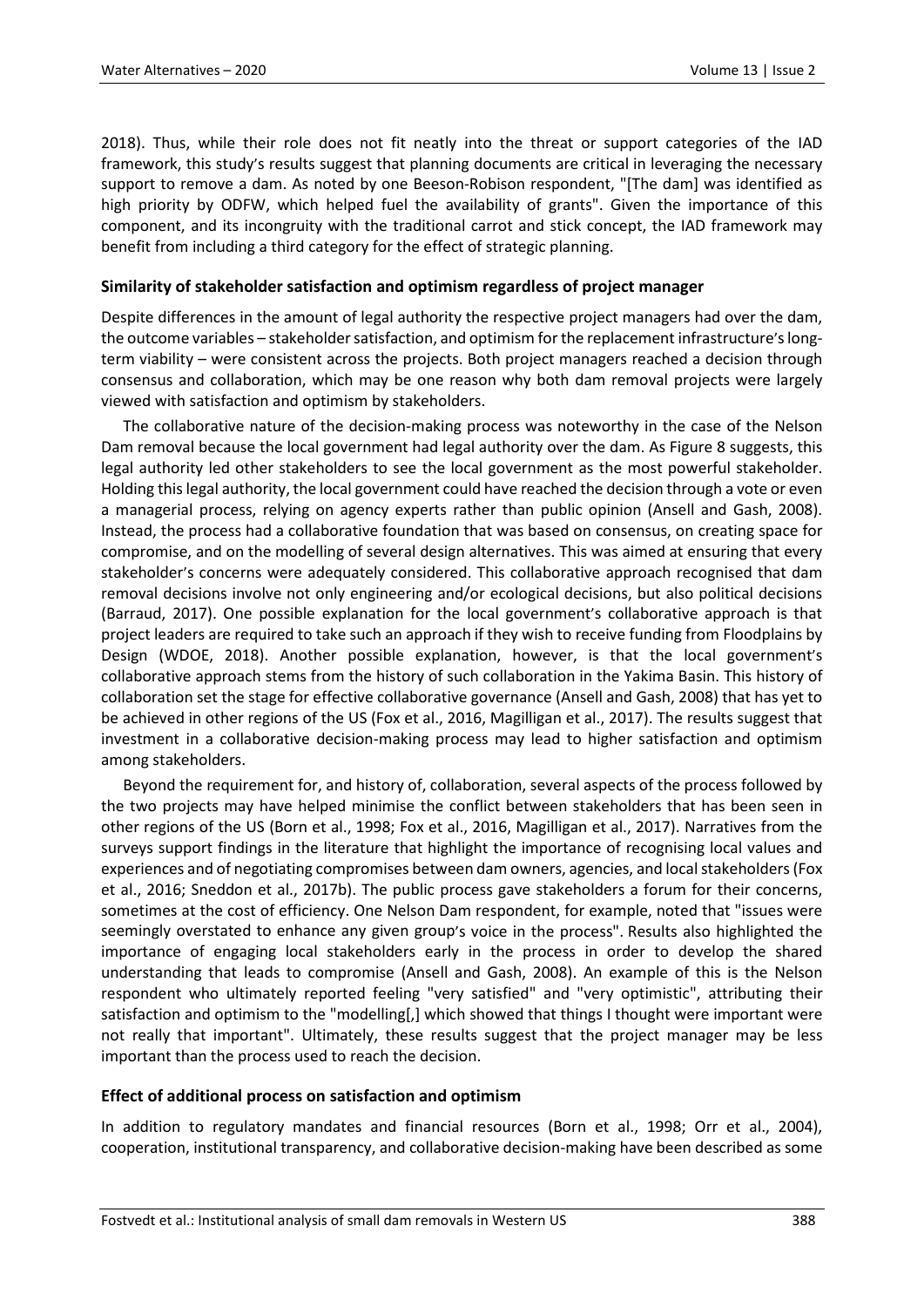2018). Thus, while their role does not fit neatly into the threat or support categories of the IAD framework, this study's results suggest that planning documents are critical in leveraging the necessary support to remove a dam. As noted by one Beeson-Robison respondent, "[The dam] was identified as high priority by ODFW, which helped fuel the availability of grants". Given the importance of this component, and its incongruity with the traditional carrot and stick concept, the IAD framework may benefit from including a third category for the effect of strategic planning.

### Similarity of stakeholder satisfaction and optimism regardless of project manager

Despite differences in the amount of legal authority the respective project managers had over the dam, the outcome variables – stakeholder satisfaction, and optimism for the replacement infrastructure's long-term viability – were consistent across the projects. Both project managers reached a decision through consensus and collaboration, which may be one reason why both dam removal projects were largely viewed with satisfaction and optimism by stakeholders.

The collaborative nature of the decision-making process was noteworthy in the case of the Nelson Dam removal because the local government had legal authority over the dam. As Figure 8 suggests, this legal authority led other stakeholders to see the local government as the most powerful stakeholder. Holding this legal authority, the local government could have reached the decision through a vote or even a managerial process, relying on agency experts rather than public opinion (Ansell and Gash, 2008). Instead, the process had a collaborative foundation that was based on consensus, on creating space for compromise, and on the modelling of several design alternatives. This was aimed at ensuring that every stakeholder's concerns were adequately considered. This collaborative approach recognised that dam removal decisions involve not only engineering and/or ecological decisions, but also political decisions (Barraud, 2017). One possible explanation for the local government's collaborative approach is that project leaders are required to take such an approach if they wish to receive funding from Floodplains by Design (WDOE, 2018). Another possible explanation, however, is that the local government's collaborative approach stems from the history of such collaboration in the Yakima Basin. This history of collaboration set the stage for effective collaborative governance (Ansell and Gash, 2008) that has yet to be achieved in other regions of the US (Fox et al., 2016, Magilligan et al., 2017). The results suggest that investment in a collaborative decision-making process may lead to higher satisfaction and optimism among stakeholders.

Beyond the requirement for, and history of, collaboration, several aspects of the process followed by the two projects may have helped minimise the conflict between stakeholders that has been seen in other regions of the US (Born et al., 1998; Fox et al., 2016, Magilligan et al., 2017). Narratives from the surveys support findings in the literature that highlight the importance of recognising local values and experiences and of negotiating compromises between dam owners, agencies, and local stakeholders (Fox et al., 2016; Sneddon et al., 2017b). The public process gave stakeholders a forum for their concerns, sometimes at the cost of efficiency. One Nelson Dam respondent, for example, noted that "issues were seemingly overstated to enhance any given group's voice in the process". Results also highlighted the importance of engaging local stakeholders early in the process in order to develop the shared understanding that leads to compromise (Ansell and Gash, 2008). An example of this is the Nelson respondent who ultimately reported feeling "very satisfied" and "very optimistic", attributing their satisfaction and optimism to the "modelling[,] which showed that things I thought were important were not really that important". Ultimately, these results suggest that the project manager may be less important than the process used to reach the decision.

### Effect of additional process on satisfaction and optimism

In addition to regulatory mandates and financial resources (Born et al., 1998; Orr et al., 2004), cooperation, institutional transparency, and collaborative decision-making have been described as some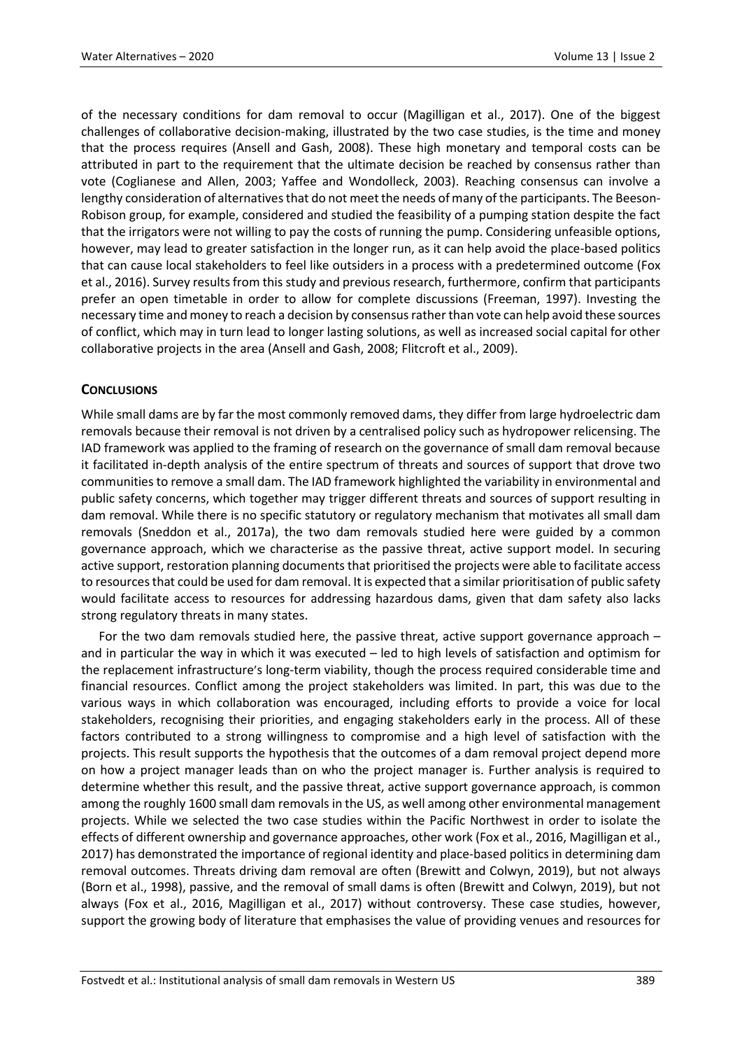of the necessary conditions for dam removal to occur (Magilligan et al., 2017). One of the biggest challenges of collaborative decision-making, illustrated by the two case studies, is the time and money that the process requires (Ansell and Gash, 2008). These high monetary and temporal costs can be attributed in part to the requirement that the ultimate decision be reached by consensus rather than vote (Coglianese and Allen, 2003; Yaffee and Wondolleck, 2003). Reaching consensus can involve a lengthy consideration of alternatives that do not meet the needs of many of the participants. The Beeson-Robison group, for example, considered and studied the feasibility of a pumping station despite the fact that the irrigators were not willing to pay the costs of running the pump. Considering unfeasible options, however, may lead to greater satisfaction in the longer run, as it can help avoid the place-based politics that can cause local stakeholders to feel like outsiders in a process with a predetermined outcome (Fox et al., 2016). Survey results from this study and previous research, furthermore, confirm that participants prefer an open timetable in order to allow for complete discussions (Freeman, 1997). Investing the necessary time and money to reach a decision by consensus rather than vote can help avoid these sources of conflict, which may in turn lead to longer lasting solutions, as well as increased social capital for other collaborative projects in the area (Ansell and Gash, 2008; Flitcroft et al., 2009).

## CONCLUSIONS

While small dams are by far the most commonly removed dams, they differ from large hydroelectric dam removals because their removal is not driven by a centralised policy such as hydropower relicensing. The IAD framework was applied to the framing of research on the governance of small dam removal because it facilitated in-depth analysis of the entire spectrum of threats and sources of support that drove two communities to remove a small dam. The IAD framework highlighted the variability in environmental and public safety concerns, which together may trigger different threats and sources of support resulting in dam removal. While there is no specific statutory or regulatory mechanism that motivates all small dam removals (Sneddon et al., 2017a), the two dam removals studied here were guided by a common governance approach, which we characterise as the passive threat, active support model. In securing active support, restoration planning documents that prioritised the projects were able to facilitate access to resources that could be used for dam removal. It is expected that a similar prioritisation of public safety would facilitate access to resources for addressing hazardous dams, given that dam safety also lacks strong regulatory threats in many states.

For the two dam removals studied here, the passive threat, active support governance approach – and in particular the way in which it was executed – led to high levels of satisfaction and optimism for the replacement infrastructure's long-term viability, though the process required considerable time and financial resources. Conflict among the project stakeholders was limited. In part, this was due to the various ways in which collaboration was encouraged, including efforts to provide a voice for local stakeholders, recognising their priorities, and engaging stakeholders early in the process. All of these factors contributed to a strong willingness to compromise and a high level of satisfaction with the projects. This result supports the hypothesis that the outcomes of a dam removal project depend more on how a project manager leads than on who the project manager is. Further analysis is required to determine whether this result, and the passive threat, active support governance approach, is common among the roughly 1600 small dam removals in the US, as well among other environmental management projects. While we selected the two case studies within the Pacific Northwest in order to isolate the effects of different ownership and governance approaches, other work (Fox et al., 2016, Magilligan et al., 2017) has demonstrated the importance of regional identity and place-based politics in determining dam removal outcomes. Threats driving dam removal are often (Brewitt and Colwyn, 2019), but not always (Born et al., 1998), passive, and the removal of small dams is often (Brewitt and Colwyn, 2019), but not always (Fox et al., 2016, Magilligan et al., 2017) without controversy. These case studies, however, support the growing body of literature that emphasises the value of providing venues and resources for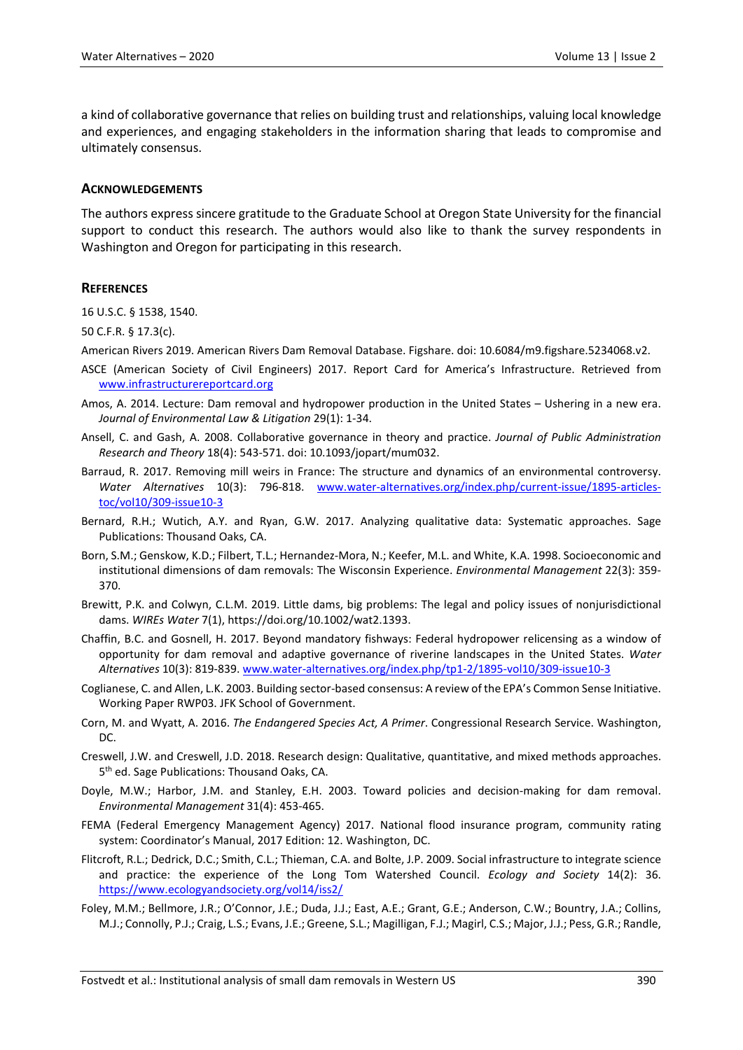a kind of collaborative governance that relies on building trust and relationships, valuing local knowledge and experiences, and engaging stakeholders in the information sharing that leads to compromise and ultimately consensus.

## ACKNOWLEDGEMENTS

The authors express sincere gratitude to the Graduate School at Oregon State University for the financial support to conduct this research. The authors would also like to thank the survey respondents in Washington and Oregon for participating in this research.

## REFERENCES

16 U.S.C. § 1538, 1540.

50 C.F.R. § 17.3(c).

American Rivers 2019. American Rivers Dam Removal Database. Figshare. doi: 10.6084/m9.figshare.5234068.v2.

ASCE (American Society of Civil Engineers) 2017. Report Card for America's Infrastructure. Retrieved from www.infrastructurereportcard.org

Amos, A. 2014. Lecture: Dam removal and hydropower production in the United States – Ushering in a new era. *Journal of Environmental Law & Litigation* 29(1): 1-34.

Ansell, C. and Gash, A. 2008. Collaborative governance in theory and practice. *Journal of Public Administration Research and Theory* 18(4): 543-571. doi: 10.1093/jopart/mum032.

Barraud, R. 2017. Removing mill weirs in France: The structure and dynamics of an environmental controversy. *Water Alternatives* 10(3): 796-818. www.water-alternatives.org/index.php/current-issue/1895-articles-toc/vol10/309-issue10-3

Bernard, R.H.; Wutich, A.Y. and Ryan, G.W. 2017. Analyzing qualitative data: Systematic approaches. Sage Publications: Thousand Oaks, CA.

Born, S.M.; Genskow, K.D.; Filbert, T.L.; Hernandez-Mora, N.; Keefer, M.L. and White, K.A. 1998. Socioeconomic and institutional dimensions of dam removals: The Wisconsin Experience. *Environmental Management* 22(3): 359-370.

Brewitt, P.K. and Colwyn, C.L.M. 2019. Little dams, big problems: The legal and policy issues of nonjurisdictional dams. *WIREs Water* 7(1), https://doi.org/10.1002/wat2.1393.

Chaffin, B.C. and Gosnell, H. 2017. Beyond mandatory fishways: Federal hydropower relicensing as a window of opportunity for dam removal and adaptive governance of riverine landscapes in the United States. *Water Alternatives* 10(3): 819-839. www.water-alternatives.org/index.php/tp1-2/1895-vol10/309-issue10-3

Coglianese, C. and Allen, L.K. 2003. Building sector-based consensus: A review of the EPA's Common Sense Initiative. Working Paper RWP03. JFK School of Government.

Corn, M. and Wyatt, A. 2016. *The Endangered Species Act, A Primer*. Congressional Research Service. Washington, DC.

Creswell, J.W. and Creswell, J.D. 2018. Research design: Qualitative, quantitative, and mixed methods approaches. 5th ed. Sage Publications: Thousand Oaks, CA.

Doyle, M.W.; Harbor, J.M. and Stanley, E.H. 2003. Toward policies and decision-making for dam removal. *Environmental Management* 31(4): 453-465.

FEMA (Federal Emergency Management Agency) 2017. National flood insurance program, community rating system: Coordinator's Manual, 2017 Edition: 12. Washington, DC.

Flitcroft, R.L.; Dedrick, D.C.; Smith, C.L.; Thieman, C.A. and Bolte, J.P. 2009. Social infrastructure to integrate science and practice: the experience of the Long Tom Watershed Council. *Ecology and Society* 14(2): 36. https://www.ecologyandsociety.org/vol14/iss2/

Foley, M.M.; Bellmore, J.R.; O'Connor, J.E.; Duda, J.J.; East, A.E.; Grant, G.E.; Anderson, C.W.; Bountry, J.A.; Collins, M.J.; Connolly, P.J.; Craig, L.S.; Evans, J.E.; Greene, S.L.; Magilligan, F.J.; Magirl, C.S.; Major, J.J.; Pess, G.R.; Randle,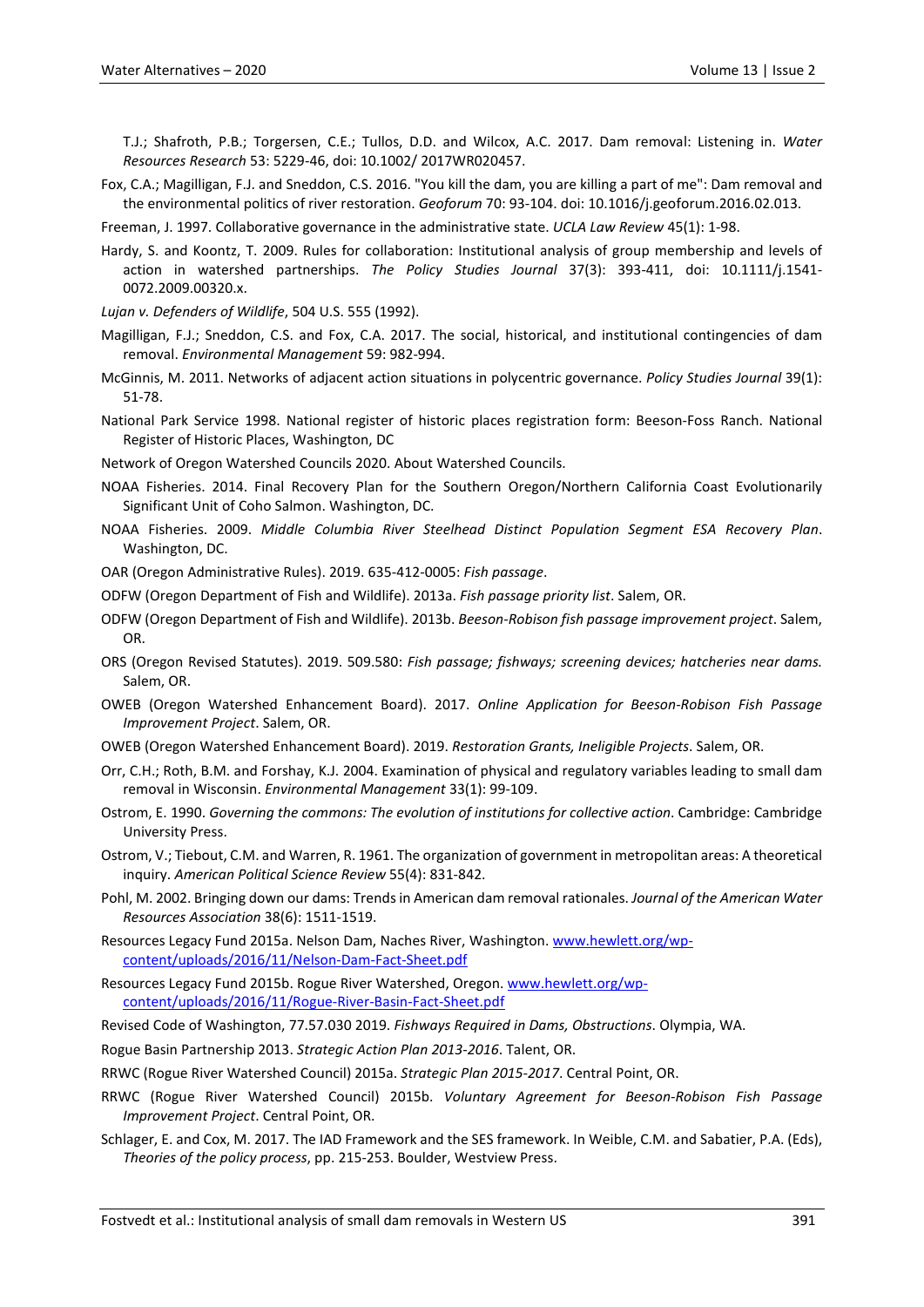T.J.; Shafroth, P.B.; Torgersen, C.E.; Tullos, D.D. and Wilcox, A.C. 2017. Dam removal: Listening in. *Water Resources Research* 53: 5229-46, doi: 10.1002/ 2017WR020457.

Fox, C.A.; Magilligan, F.J. and Sneddon, C.S. 2016. "You kill the dam, you are killing a part of me": Dam removal and the environmental politics of river restoration. *Geoforum* 70: 93-104. doi: 10.1016/j.geoforum.2016.02.013.

Freeman, J. 1997. Collaborative governance in the administrative state. *UCLA Law Review* 45(1): 1-98.

Hardy, S. and Koontz, T. 2009. Rules for collaboration: Institutional analysis of group membership and levels of action in watershed partnerships. *The Policy Studies Journal* 37(3): 393-411, doi: 10.1111/j.1541-0072.2009.00320.x.

*Lujan v. Defenders of Wildlife*, 504 U.S. 555 (1992).

Magilligan, F.J.; Sneddon, C.S. and Fox, C.A. 2017. The social, historical, and institutional contingencies of dam removal. *Environmental Management* 59: 982-994.

McGinnis, M. 2011. Networks of adjacent action situations in polycentric governance. *Policy Studies Journal* 39(1): 51-78.

National Park Service 1998. National register of historic places registration form: Beeson-Foss Ranch. National Register of Historic Places, Washington, DC

Network of Oregon Watershed Councils 2020. About Watershed Councils.

NOAA Fisheries. 2014. Final Recovery Plan for the Southern Oregon/Northern California Coast Evolutionarily Significant Unit of Coho Salmon. Washington, DC.

NOAA Fisheries. 2009. *Middle Columbia River Steelhead Distinct Population Segment ESA Recovery Plan*. Washington, DC.

OAR (Oregon Administrative Rules). 2019. 635-412-0005: *Fish passage*.

ODFW (Oregon Department of Fish and Wildlife). 2013a. *Fish passage priority list*. Salem, OR.

ODFW (Oregon Department of Fish and Wildlife). 2013b. *Beeson-Robison fish passage improvement project*. Salem, OR.

ORS (Oregon Revised Statutes). 2019. 509.580: *Fish passage; fishways; screening devices; hatcheries near dams.* Salem, OR.

OWEB (Oregon Watershed Enhancement Board). 2017. *Online Application for Beeson-Robison Fish Passage Improvement Project*. Salem, OR.

OWEB (Oregon Watershed Enhancement Board). 2019. *Restoration Grants, Ineligible Projects*. Salem, OR.

Orr, C.H.; Roth, B.M. and Forshay, K.J. 2004. Examination of physical and regulatory variables leading to small dam removal in Wisconsin. *Environmental Management* 33(1): 99-109.

Ostrom, E. 1990. *Governing the commons: The evolution of institutions for collective action*. Cambridge: Cambridge University Press.

Ostrom, V.; Tiebout, C.M. and Warren, R. 1961. The organization of government in metropolitan areas: A theoretical inquiry. *American Political Science Review* 55(4): 831-842.

Pohl, M. 2002. Bringing down our dams: Trends in American dam removal rationales. *Journal of the American Water Resources Association* 38(6): 1511-1519.

Resources Legacy Fund 2015a. Nelson Dam, Naches River, Washington. www.hewlett.org/wp-content/uploads/2016/11/Nelson-Dam-Fact-Sheet.pdf

Resources Legacy Fund 2015b. Rogue River Watershed, Oregon. www.hewlett.org/wp-content/uploads/2016/11/Rogue-River-Basin-Fact-Sheet.pdf

Revised Code of Washington, 77.57.030 2019. *Fishways Required in Dams, Obstructions*. Olympia, WA.

Rogue Basin Partnership 2013. *Strategic Action Plan 2013-2016*. Talent, OR.

RRWC (Rogue River Watershed Council) 2015a. *Strategic Plan 2015-2017*. Central Point, OR.

RRWC (Rogue River Watershed Council) 2015b. *Voluntary Agreement for Beeson-Robison Fish Passage Improvement Project*. Central Point, OR.

Schlager, E. and Cox, M. 2017. The IAD Framework and the SES framework. In Weible, C.M. and Sabatier, P.A. (Eds), *Theories of the policy process*, pp. 215-253. Boulder, Westview Press.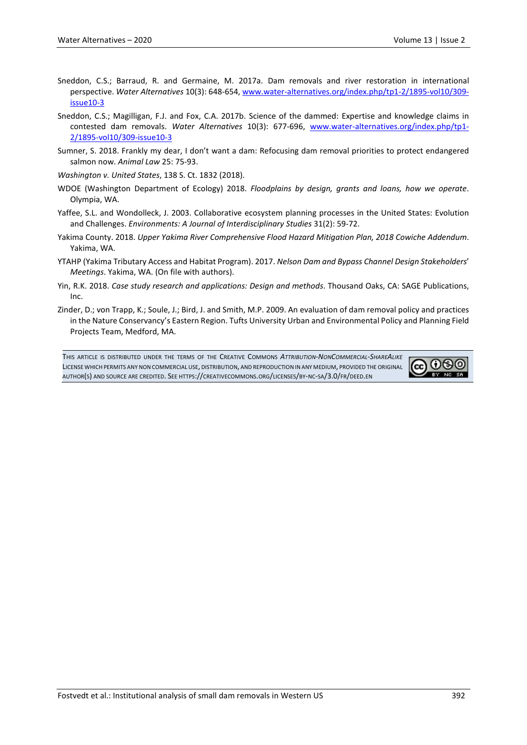Sneddon, C.S.; Barraud, R. and Germaine, M. 2017a. Dam removals and river restoration in international perspective. *Water Alternatives* 10(3): 648-654, www.water-alternatives.org/index.php/tp1-2/1895-vol10/309-issue10-3

Sneddon, C.S.; Magilligan, F.J. and Fox, C.A. 2017b. Science of the dammed: Expertise and knowledge claims in contested dam removals. *Water Alternatives* 10(3): 677-696, www.water-alternatives.org/index.php/tp1-2/1895-vol10/309-issue10-3

Sumner, S. 2018. Frankly my dear, I don't want a dam: Refocusing dam removal priorities to protect endangered salmon now. *Animal Law* 25: 75-93.

*Washington v. United States*, 138 S. Ct. 1832 (2018).

WDOE (Washington Department of Ecology) 2018. *Floodplains by design, grants and loans, how we operate*. Olympia, WA.

Yaffee, S.L. and Wondolleck, J. 2003. Collaborative ecosystem planning processes in the United States: Evolution and Challenges. *Environments: A Journal of Interdisciplinary Studies* 31(2): 59-72.

Yakima County. 2018. *Upper Yakima River Comprehensive Flood Hazard Mitigation Plan, 2018 Cowiche Addendum*. Yakima, WA.

YTAHP (Yakima Tributary Access and Habitat Program). 2017. *Nelson Dam and Bypass Channel Design Stakeholders' Meetings*. Yakima, WA. (On file with authors).

Yin, R.K. 2018. *Case study research and applications: Design and methods*. Thousand Oaks, CA: SAGE Publications, Inc.

Zinder, D.; von Trapp, K.; Soule, J.; Bird, J. and Smith, M.P. 2009. An evaluation of dam removal policy and practices in the Nature Conservancy's Eastern Region. Tufts University Urban and Environmental Policy and Planning Field Projects Team, Medford, MA.

THIS ARTICLE IS DISTRIBUTED UNDER THE TERMS OF THE CREATIVE COMMONS *ATTRIBUTION-NONCOMMERCIAL-SHAREALIKE* LICENSE WHICH PERMITS ANY NON COMMERCIAL USE, DISTRIBUTION, AND REPRODUCTION IN ANY MEDIUM, PROVIDED THE ORIGINAL AUTHOR(S) AND SOURCE ARE CREDITED. SEE HTTPS://CREATIVECOMMONS.ORG/LICENSES/BY-NC-SA/3.0/FR/DEED.EN